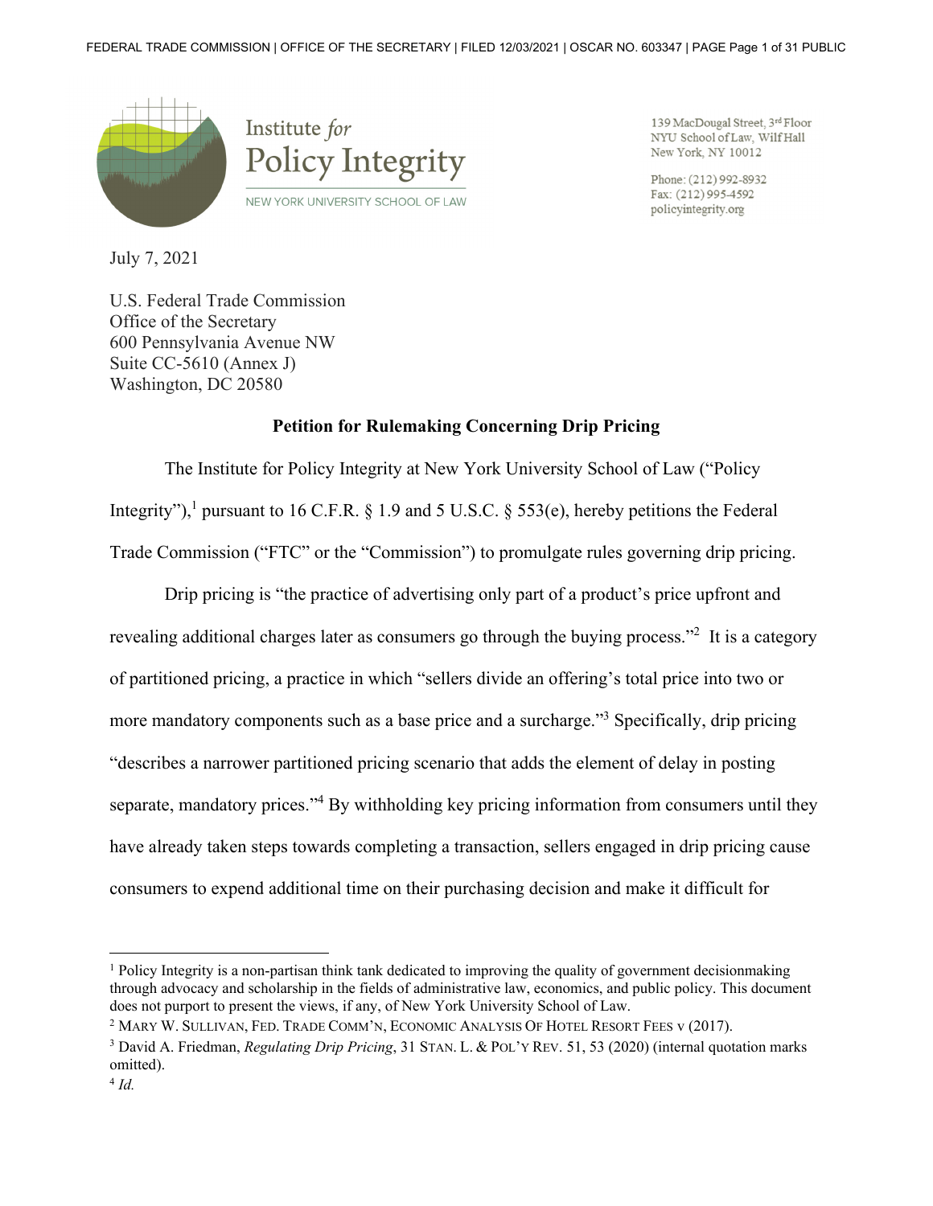Institute *for* Policy Integrity

NEW YORK UNIVERSITY SCHOOL OF LAW

139 MacDougal Street, 3rd Floor
NYU School of Law, Wilf Hall
New York, NY 10012

Phone: (212) 992-8932
Fax: (212) 995-4592
policyintegrity.org

July 7, 2021

U.S. Federal Trade Commission
Office of the Secretary
600 Pennsylvania Avenue NW
Suite CC-5610 (Annex J)
Washington, DC 20580

**Petition for Rulemaking Concerning Drip Pricing**

The Institute for Policy Integrity at New York University School of Law ("Policy Integrity"),[1] pursuant to 16 C.F.R. § 1.9 and 5 U.S.C. § 553(e), hereby petitions the Federal Trade Commission ("FTC" or the "Commission") to promulgate rules governing drip pricing.

Drip pricing is "the practice of advertising only part of a product's price upfront and revealing additional charges later as consumers go through the buying process."[2] It is a category of partitioned pricing, a practice in which "sellers divide an offering's total price into two or more mandatory components such as a base price and a surcharge."[3] Specifically, drip pricing "describes a narrower partitioned pricing scenario that adds the element of delay in posting separate, mandatory prices."[4] By withholding key pricing information from consumers until they have already taken steps towards completing a transaction, sellers engaged in drip pricing cause consumers to expend additional time on their purchasing decision and make it difficult for

---

[1] Policy Integrity is a non-partisan think tank dedicated to improving the quality of government decisionmaking through advocacy and scholarship in the fields of administrative law, economics, and public policy. This document does not purport to present the views, if any, of New York University School of Law.

[2] MARY W. SULLIVAN, FED. TRADE COMM'N, ECONOMIC ANALYSIS OF HOTEL RESORT FEES v (2017).

[3] David A. Friedman, *Regulating Drip Pricing*, 31 STAN. L. & POL'Y REV. 51, 53 (2020) (internal quotation marks omitted).

[4] *Id.*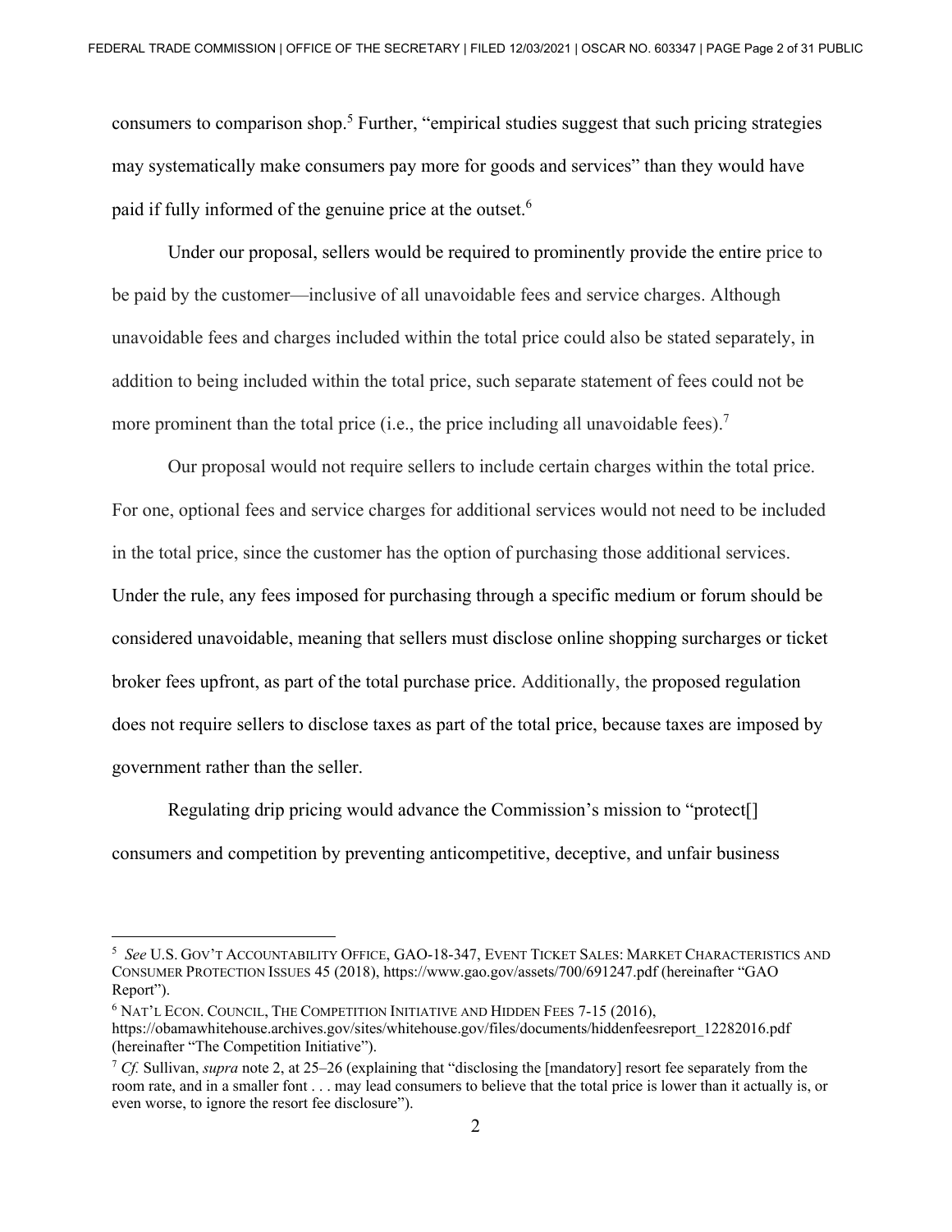consumers to comparison shop.[5] Further, "empirical studies suggest that such pricing strategies may systematically make consumers pay more for goods and services" than they would have paid if fully informed of the genuine price at the outset.[6]

Under our proposal, sellers would be required to prominently provide the entire price to be paid by the customer—inclusive of all unavoidable fees and service charges. Although unavoidable fees and charges included within the total price could also be stated separately, in addition to being included within the total price, such separate statement of fees could not be more prominent than the total price (i.e., the price including all unavoidable fees).[7]

Our proposal would not require sellers to include certain charges within the total price. For one, optional fees and service charges for additional services would not need to be included in the total price, since the customer has the option of purchasing those additional services. Under the rule, any fees imposed for purchasing through a specific medium or forum should be considered unavoidable, meaning that sellers must disclose online shopping surcharges or ticket broker fees upfront, as part of the total purchase price. Additionally, the proposed regulation does not require sellers to disclose taxes as part of the total price, because taxes are imposed by government rather than the seller.

Regulating drip pricing would advance the Commission's mission to "protect[] consumers and competition by preventing anticompetitive, deceptive, and unfair business

---

[5] *See* U.S. GOV'T ACCOUNTABILITY OFFICE, GAO-18-347, EVENT TICKET SALES: MARKET CHARACTERISTICS AND CONSUMER PROTECTION ISSUES 45 (2018), https://www.gao.gov/assets/700/691247.pdf (hereinafter "GAO Report").

[6] NAT'L ECON. COUNCIL, THE COMPETITION INITIATIVE AND HIDDEN FEES 7-15 (2016), https://obamawhitehouse.archives.gov/sites/whitehouse.gov/files/documents/hiddenfeesreport_12282016.pdf (hereinafter "The Competition Initiative").

[7] *Cf.* Sullivan, *supra* note 2, at 25–26 (explaining that "disclosing the [mandatory] resort fee separately from the room rate, and in a smaller font . . . may lead consumers to believe that the total price is lower than it actually is, or even worse, to ignore the resort fee disclosure").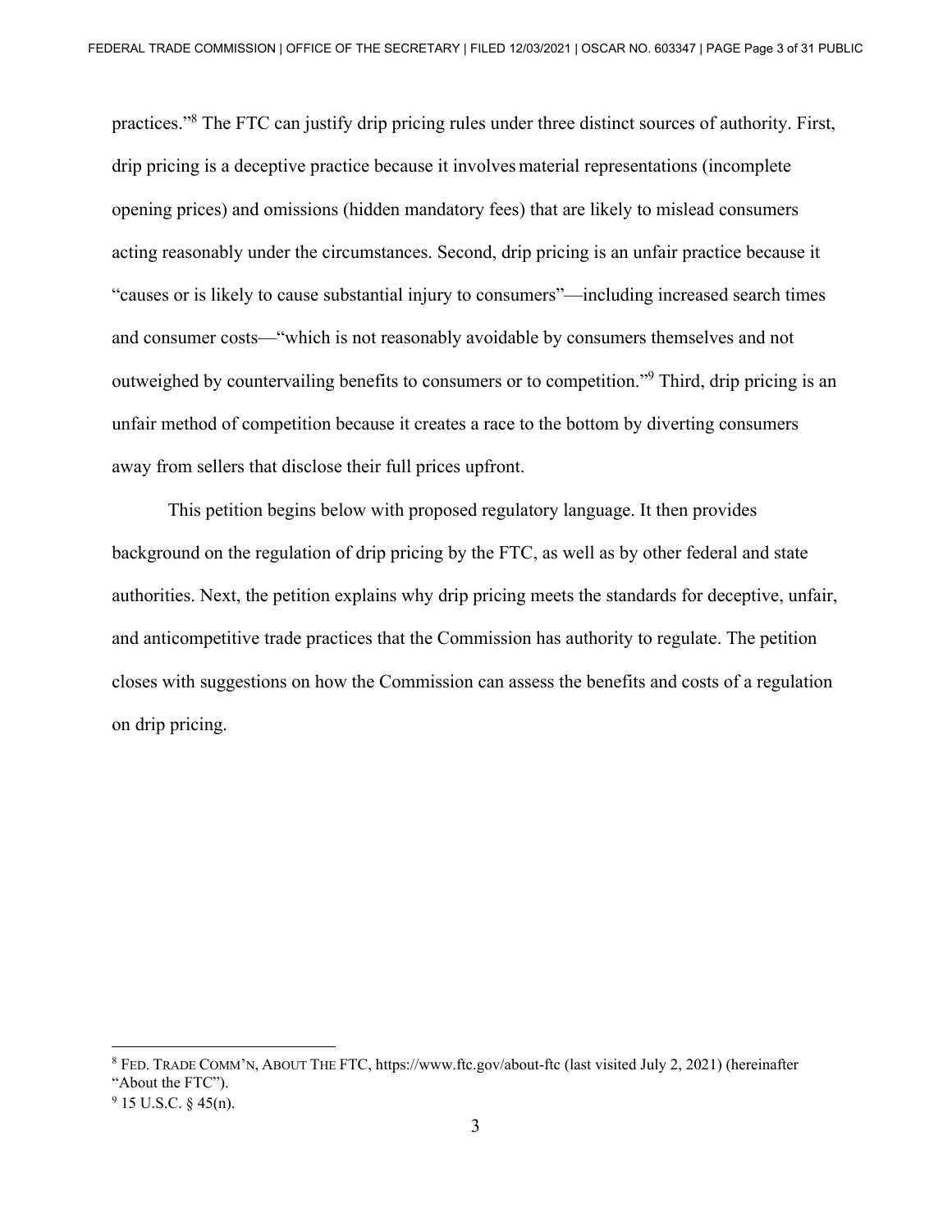practices."[8] The FTC can justify drip pricing rules under three distinct sources of authority. First, drip pricing is a deceptive practice because it involves material representations (incomplete opening prices) and omissions (hidden mandatory fees) that are likely to mislead consumers acting reasonably under the circumstances. Second, drip pricing is an unfair practice because it "causes or is likely to cause substantial injury to consumers"—including increased search times and consumer costs—"which is not reasonably avoidable by consumers themselves and not outweighed by countervailing benefits to consumers or to competition."[9] Third, drip pricing is an unfair method of competition because it creates a race to the bottom by diverting consumers away from sellers that disclose their full prices upfront.

This petition begins below with proposed regulatory language. It then provides background on the regulation of drip pricing by the FTC, as well as by other federal and state authorities. Next, the petition explains why drip pricing meets the standards for deceptive, unfair, and anticompetitive trade practices that the Commission has authority to regulate. The petition closes with suggestions on how the Commission can assess the benefits and costs of a regulation on drip pricing.

---

[8] FED. TRADE COMM'N, ABOUT THE FTC, https://www.ftc.gov/about-ftc (last visited July 2, 2021) (hereinafter "About the FTC").

[9] 15 U.S.C. § 45(n).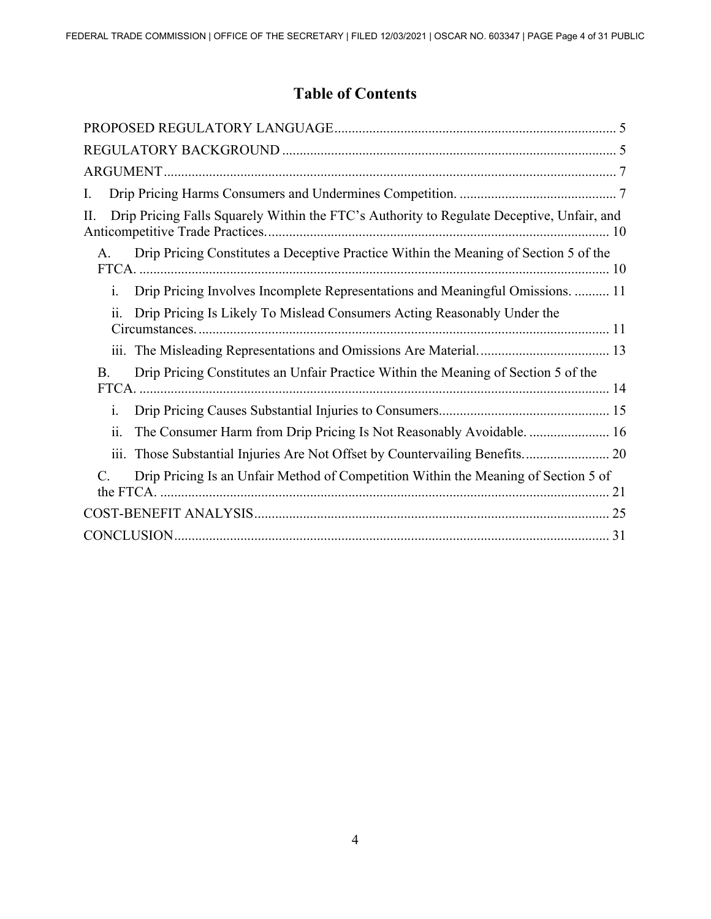# Table of Contents

PROPOSED REGULATORY LANGUAGE ........................................................................ 5

REGULATORY BACKGROUND ................................................................................ 5

ARGUMENT ............................................................................................................ 7

I. Drip Pricing Harms Consumers and Undermines Competition. ............................................ 7

II. Drip Pricing Falls Squarely Within the FTC's Authority to Regulate Deceptive, Unfair, and Anticompetitive Trade Practices. ............................................................................ 10

- A. Drip Pricing Constitutes a Deceptive Practice Within the Meaning of Section 5 of the FTCA. ............................................................................................................ 10
  - i. Drip Pricing Involves Incomplete Representations and Meaningful Omissions. .......... 11
  - ii. Drip Pricing Is Likely To Mislead Consumers Acting Reasonably Under the Circumstances. ............................................................................................ 11
  - iii. The Misleading Representations and Omissions Are Material. ..................................... 13
- B. Drip Pricing Constitutes an Unfair Practice Within the Meaning of Section 5 of the FTCA. ............................................................................................................ 14
  - i. Drip Pricing Causes Substantial Injuries to Consumers. ................................................ 15
  - ii. The Consumer Harm from Drip Pricing Is Not Reasonably Avoidable. ....................... 16
  - iii. Those Substantial Injuries Are Not Offset by Countervailing Benefits. ........................ 20
- C. Drip Pricing Is an Unfair Method of Competition Within the Meaning of Section 5 of the FTCA. ............................................................................................................ 21

COST-BENEFIT ANALYSIS ...................................................................................... 25

CONCLUSION ............................................................................................................ 31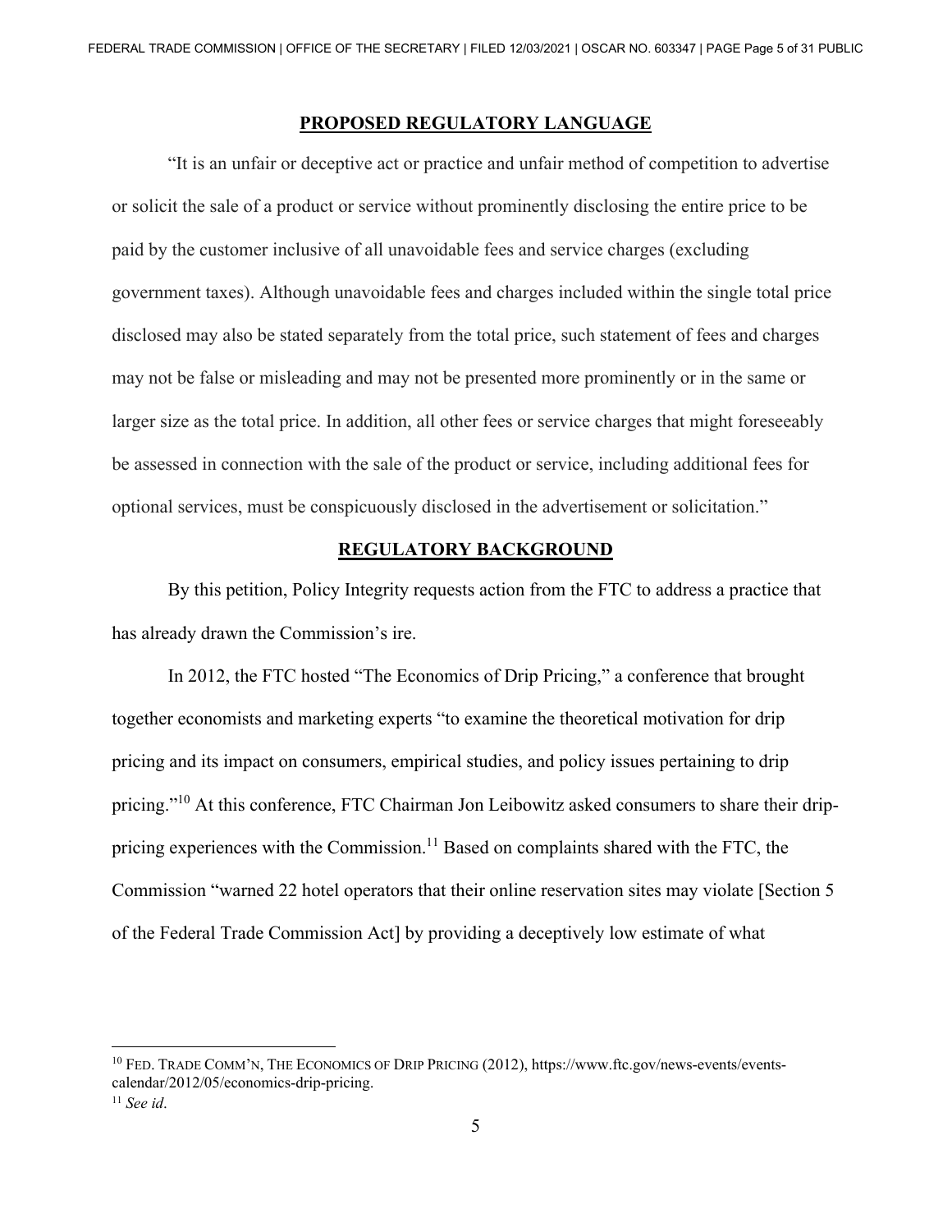## PROPOSED REGULATORY LANGUAGE

"It is an unfair or deceptive act or practice and unfair method of competition to advertise or solicit the sale of a product or service without prominently disclosing the entire price to be paid by the customer inclusive of all unavoidable fees and service charges (excluding government taxes). Although unavoidable fees and charges included within the single total price disclosed may also be stated separately from the total price, such statement of fees and charges may not be false or misleading and may not be presented more prominently or in the same or larger size as the total price. In addition, all other fees or service charges that might foreseeably be assessed in connection with the sale of the product or service, including additional fees for optional services, must be conspicuously disclosed in the advertisement or solicitation."

## REGULATORY BACKGROUND

By this petition, Policy Integrity requests action from the FTC to address a practice that has already drawn the Commission's ire.

In 2012, the FTC hosted "The Economics of Drip Pricing," a conference that brought together economists and marketing experts "to examine the theoretical motivation for drip pricing and its impact on consumers, empirical studies, and policy issues pertaining to drip pricing."[10] At this conference, FTC Chairman Jon Leibowitz asked consumers to share their drip-pricing experiences with the Commission.[11] Based on complaints shared with the FTC, the Commission "warned 22 hotel operators that their online reservation sites may violate [Section 5 of the Federal Trade Commission Act] by providing a deceptively low estimate of what

---

[10] FED. TRADE COMM'N, THE ECONOMICS OF DRIP PRICING (2012), https://www.ftc.gov/news-events/events-calendar/2012/05/economics-drip-pricing.

[11] *See id*.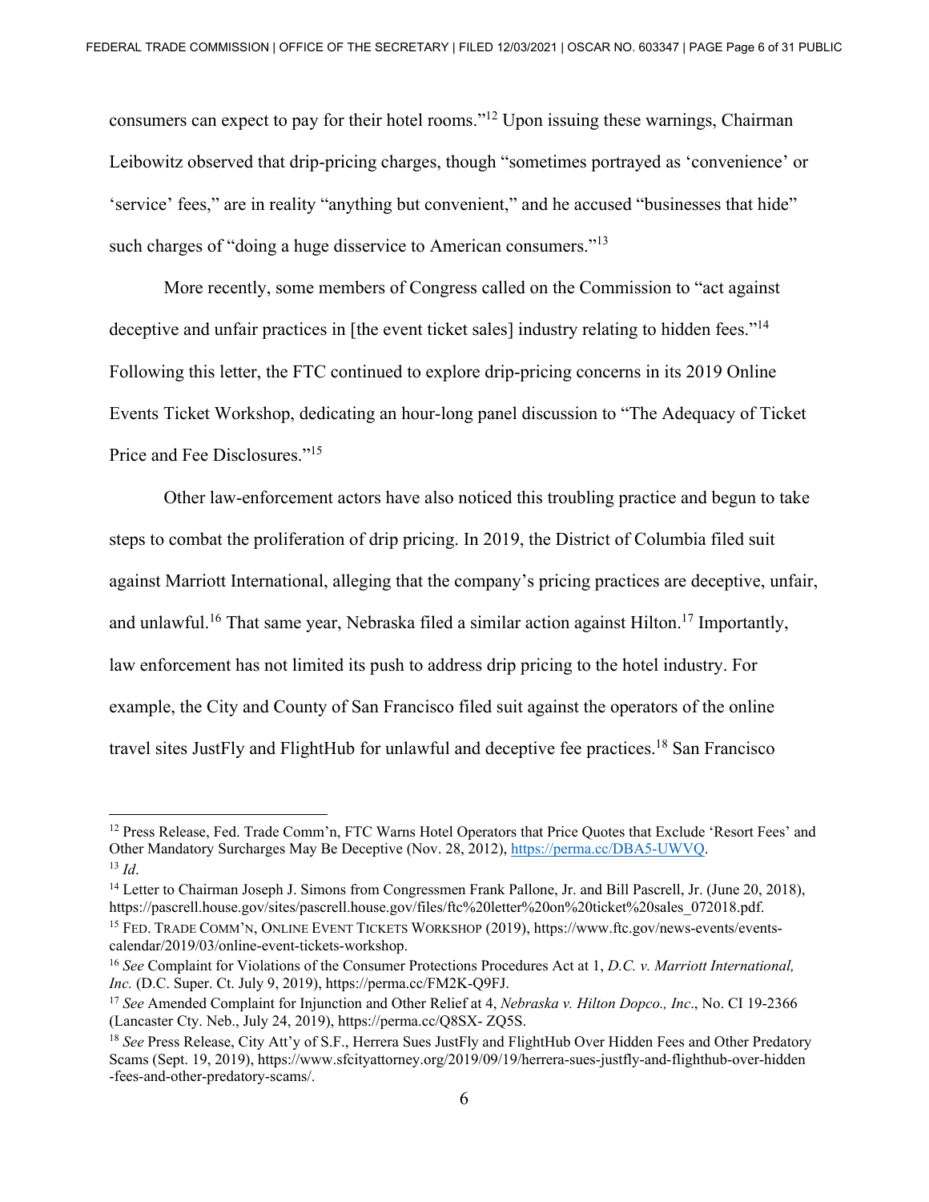consumers can expect to pay for their hotel rooms."[12] Upon issuing these warnings, Chairman Leibowitz observed that drip-pricing charges, though "sometimes portrayed as 'convenience' or 'service' fees," are in reality "anything but convenient," and he accused "businesses that hide" such charges of "doing a huge disservice to American consumers."[13]

More recently, some members of Congress called on the Commission to "act against deceptive and unfair practices in [the event ticket sales] industry relating to hidden fees."[14] Following this letter, the FTC continued to explore drip-pricing concerns in its 2019 Online Events Ticket Workshop, dedicating an hour-long panel discussion to "The Adequacy of Ticket Price and Fee Disclosures."[15]

Other law-enforcement actors have also noticed this troubling practice and begun to take steps to combat the proliferation of drip pricing. In 2019, the District of Columbia filed suit against Marriott International, alleging that the company's pricing practices are deceptive, unfair, and unlawful.[16] That same year, Nebraska filed a similar action against Hilton.[17] Importantly, law enforcement has not limited its push to address drip pricing to the hotel industry. For example, the City and County of San Francisco filed suit against the operators of the online travel sites JustFly and FlightHub for unlawful and deceptive fee practices.[18] San Francisco

---

[12] Press Release, Fed. Trade Comm'n, FTC Warns Hotel Operators that Price Quotes that Exclude 'Resort Fees' and Other Mandatory Surcharges May Be Deceptive (Nov. 28, 2012), https://perma.cc/DBA5-UWVQ.

[13] *Id*.

[14] Letter to Chairman Joseph J. Simons from Congressmen Frank Pallone, Jr. and Bill Pascrell, Jr. (June 20, 2018), https://pascrell.house.gov/sites/pascrell.house.gov/files/ftc%20letter%20on%20ticket%20sales_072018.pdf.

[15] Fed. Trade Comm'n, Online Event Tickets Workshop (2019), https://www.ftc.gov/news-events/events-calendar/2019/03/online-event-tickets-workshop.

[16] *See* Complaint for Violations of the Consumer Protections Procedures Act at 1, *D.C. v. Marriott International, Inc.* (D.C. Super. Ct. July 9, 2019), https://perma.cc/FM2K-Q9FJ.

[17] *See* Amended Complaint for Injunction and Other Relief at 4, *Nebraska v. Hilton Dopco., Inc*., No. CI 19-2366 (Lancaster Cty. Neb., July 24, 2019), https://perma.cc/Q8SX- ZQ5S.

[18] *See* Press Release, City Att'y of S.F., Herrera Sues JustFly and FlightHub Over Hidden Fees and Other Predatory Scams (Sept. 19, 2019), https://www.sfcityattorney.org/2019/09/19/herrera-sues-justfly-and-flighthub-over-hidden-fees-and-other-predatory-scams/.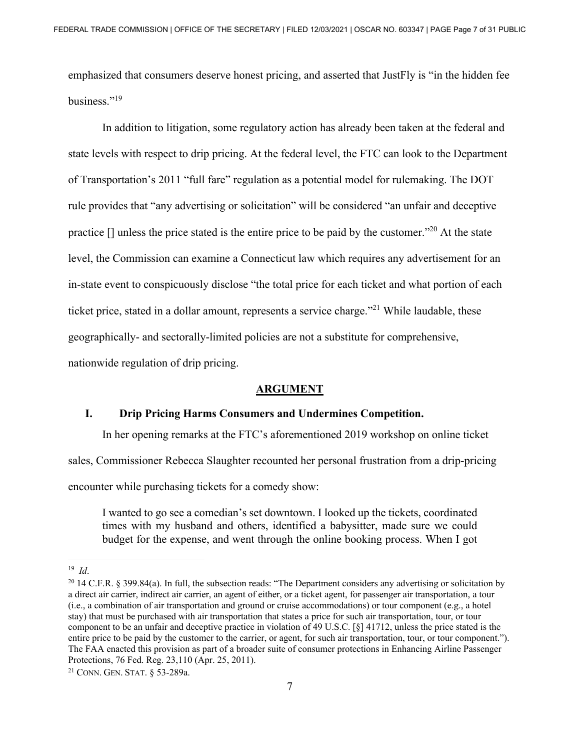emphasized that consumers deserve honest pricing, and asserted that JustFly is "in the hidden fee business."[19]

In addition to litigation, some regulatory action has already been taken at the federal and state levels with respect to drip pricing. At the federal level, the FTC can look to the Department of Transportation's 2011 "full fare" regulation as a potential model for rulemaking. The DOT rule provides that "any advertising or solicitation" will be considered "an unfair and deceptive practice [] unless the price stated is the entire price to be paid by the customer."[20] At the state level, the Commission can examine a Connecticut law which requires any advertisement for an in-state event to conspicuously disclose "the total price for each ticket and what portion of each ticket price, stated in a dollar amount, represents a service charge."[21] While laudable, these geographically- and sectorally-limited policies are not a substitute for comprehensive, nationwide regulation of drip pricing.

## ARGUMENT

### I. Drip Pricing Harms Consumers and Undermines Competition.

In her opening remarks at the FTC's aforementioned 2019 workshop on online ticket sales, Commissioner Rebecca Slaughter recounted her personal frustration from a drip-pricing encounter while purchasing tickets for a comedy show:

> I wanted to go see a comedian's set downtown. I looked up the tickets, coordinated times with my husband and others, identified a babysitter, made sure we could budget for the expense, and went through the online booking process. When I got

---

[19] *Id*.

[20] 14 C.F.R. § 399.84(a). In full, the subsection reads: "The Department considers any advertising or solicitation by a direct air carrier, indirect air carrier, an agent of either, or a ticket agent, for passenger air transportation, a tour (i.e., a combination of air transportation and ground or cruise accommodations) or tour component (e.g., a hotel stay) that must be purchased with air transportation that states a price for such air transportation, tour, or tour component to be an unfair and deceptive practice in violation of 49 U.S.C. [§] 41712, unless the price stated is the entire price to be paid by the customer to the carrier, or agent, for such air transportation, tour, or tour component."). The FAA enacted this provision as part of a broader suite of consumer protections in Enhancing Airline Passenger Protections, 76 Fed. Reg. 23,110 (Apr. 25, 2011).

[21] CONN. GEN. STAT. § 53-289a.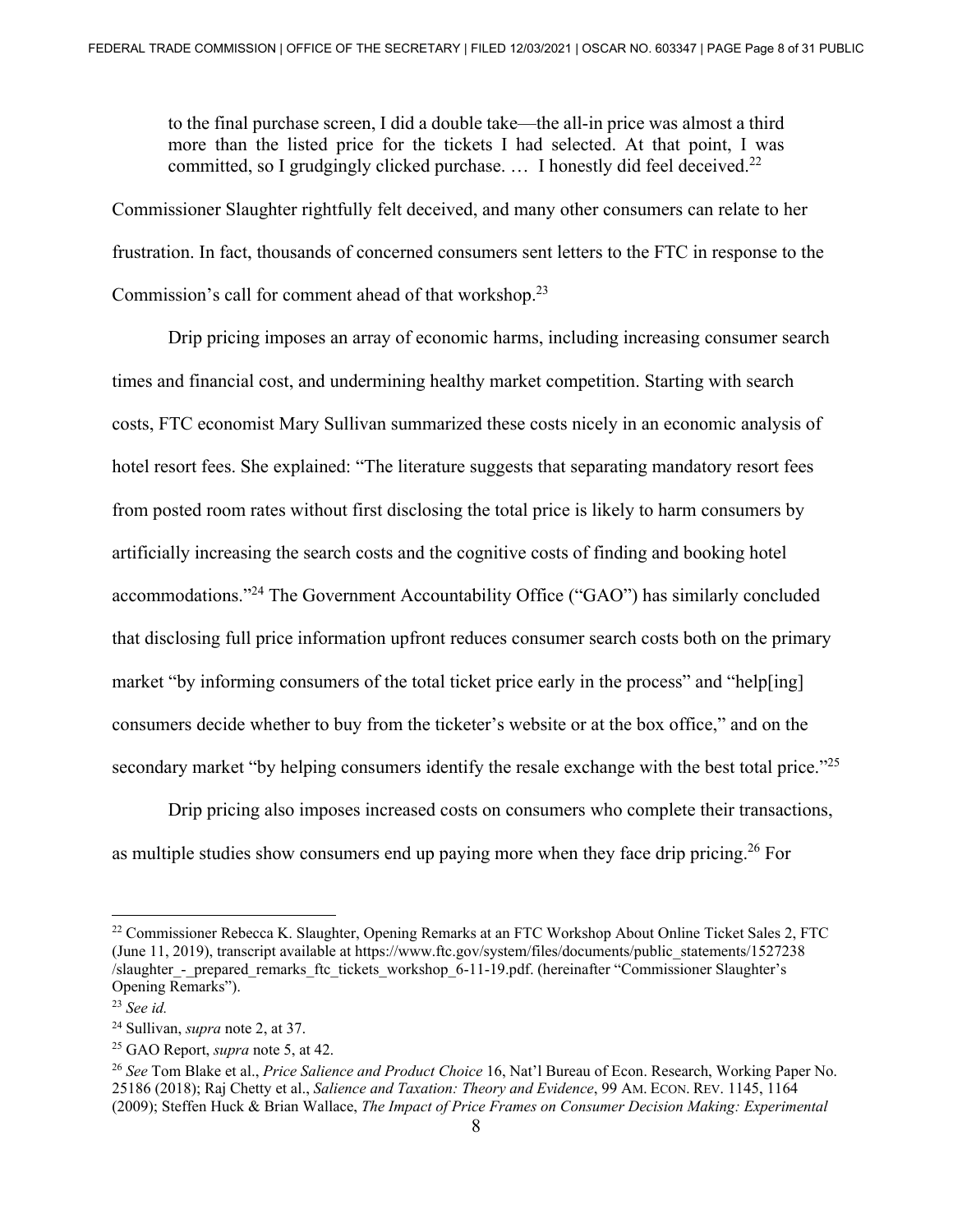> to the final purchase screen, I did a double take—the all-in price was almost a third more than the listed price for the tickets I had selected. At that point, I was committed, so I grudgingly clicked purchase. … I honestly did feel deceived.[22]

Commissioner Slaughter rightfully felt deceived, and many other consumers can relate to her frustration. In fact, thousands of concerned consumers sent letters to the FTC in response to the Commission's call for comment ahead of that workshop.[23]

Drip pricing imposes an array of economic harms, including increasing consumer search times and financial cost, and undermining healthy market competition. Starting with search costs, FTC economist Mary Sullivan summarized these costs nicely in an economic analysis of hotel resort fees. She explained: "The literature suggests that separating mandatory resort fees from posted room rates without first disclosing the total price is likely to harm consumers by artificially increasing the search costs and the cognitive costs of finding and booking hotel accommodations."[24] The Government Accountability Office ("GAO") has similarly concluded that disclosing full price information upfront reduces consumer search costs both on the primary market "by informing consumers of the total ticket price early in the process" and "help[ing] consumers decide whether to buy from the ticketer's website or at the box office," and on the secondary market "by helping consumers identify the resale exchange with the best total price."[25]

Drip pricing also imposes increased costs on consumers who complete their transactions, as multiple studies show consumers end up paying more when they face drip pricing.[26] For

---

[22] Commissioner Rebecca K. Slaughter, Opening Remarks at an FTC Workshop About Online Ticket Sales 2, FTC (June 11, 2019), transcript available at https://www.ftc.gov/system/files/documents/public_statements/1527238/slaughter_-_prepared_remarks_ftc_tickets_workshop_6-11-19.pdf. (hereinafter "Commissioner Slaughter's Opening Remarks").

[23] *See id.*

[24] Sullivan, *supra* note 2, at 37.

[25] GAO Report, *supra* note 5, at 42.

[26] *See* Tom Blake et al., *Price Salience and Product Choice* 16, Nat'l Bureau of Econ. Research, Working Paper No. 25186 (2018); Raj Chetty et al., *Salience and Taxation: Theory and Evidence*, 99 AM. ECON. REV. 1145, 1164 (2009); Steffen Huck & Brian Wallace, *The Impact of Price Frames on Consumer Decision Making: Experimental*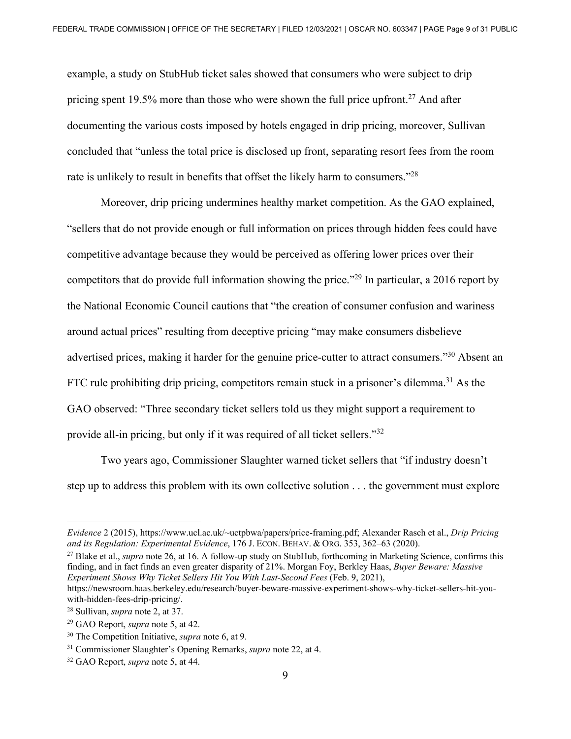example, a study on StubHub ticket sales showed that consumers who were subject to drip pricing spent 19.5% more than those who were shown the full price upfront.[27] And after documenting the various costs imposed by hotels engaged in drip pricing, moreover, Sullivan concluded that "unless the total price is disclosed up front, separating resort fees from the room rate is unlikely to result in benefits that offset the likely harm to consumers."[28]

Moreover, drip pricing undermines healthy market competition. As the GAO explained, "sellers that do not provide enough or full information on prices through hidden fees could have competitive advantage because they would be perceived as offering lower prices over their competitors that do provide full information showing the price."[29] In particular, a 2016 report by the National Economic Council cautions that "the creation of consumer confusion and wariness around actual prices" resulting from deceptive pricing "may make consumers disbelieve advertised prices, making it harder for the genuine price-cutter to attract consumers."[30] Absent an FTC rule prohibiting drip pricing, competitors remain stuck in a prisoner's dilemma.[31] As the GAO observed: "Three secondary ticket sellers told us they might support a requirement to provide all-in pricing, but only if it was required of all ticket sellers."[32]

Two years ago, Commissioner Slaughter warned ticket sellers that "if industry doesn't step up to address this problem with its own collective solution . . . the government must explore

---

*Evidence* 2 (2015), https://www.ucl.ac.uk/~uctpbwa/papers/price-framing.pdf; Alexander Rasch et al., *Drip Pricing and its Regulation: Experimental Evidence*, 176 J. ECON. BEHAV. & ORG. 353, 362–63 (2020).

[27] Blake et al., *supra* note 26, at 16. A follow-up study on StubHub, forthcoming in Marketing Science, confirms this finding, and in fact finds an even greater disparity of 21%. Morgan Foy, Berkley Haas, *Buyer Beware: Massive Experiment Shows Why Ticket Sellers Hit You With Last-Second Fees* (Feb. 9, 2021), https://newsroom.haas.berkeley.edu/research/buyer-beware-massive-experiment-shows-why-ticket-sellers-hit-you-with-hidden-fees-drip-pricing/.

[28] Sullivan, *supra* note 2, at 37.

[29] GAO Report, *supra* note 5, at 42.

[30] The Competition Initiative, *supra* note 6, at 9.

[31] Commissioner Slaughter's Opening Remarks, *supra* note 22, at 4.

[32] GAO Report, *supra* note 5, at 44.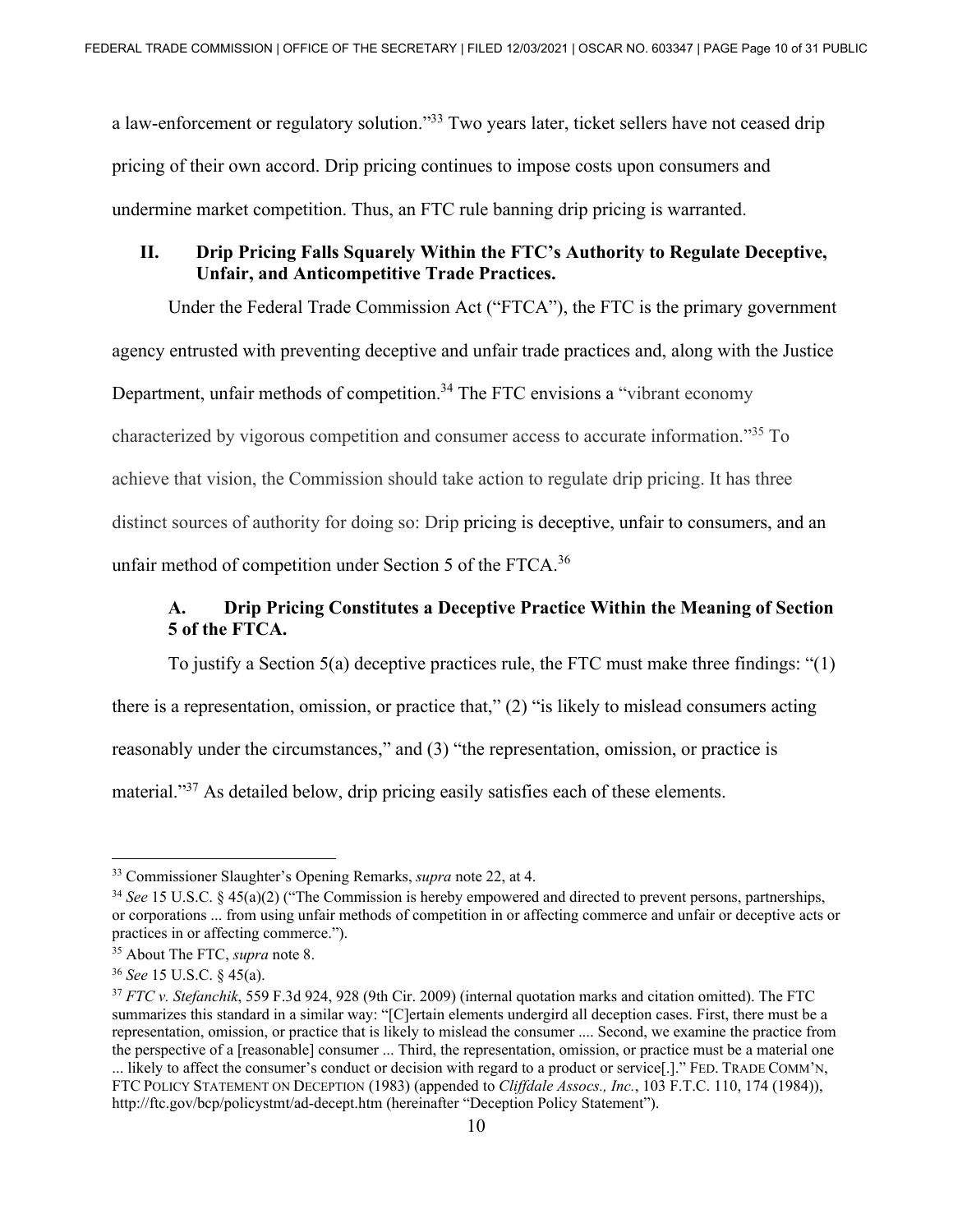a law-enforcement or regulatory solution."[33] Two years later, ticket sellers have not ceased drip pricing of their own accord. Drip pricing continues to impose costs upon consumers and undermine market competition. Thus, an FTC rule banning drip pricing is warranted.

## II. Drip Pricing Falls Squarely Within the FTC's Authority to Regulate Deceptive, Unfair, and Anticompetitive Trade Practices.

Under the Federal Trade Commission Act ("FTCA"), the FTC is the primary government agency entrusted with preventing deceptive and unfair trade practices and, along with the Justice Department, unfair methods of competition.[34] The FTC envisions a "vibrant economy characterized by vigorous competition and consumer access to accurate information."[35] To achieve that vision, the Commission should take action to regulate drip pricing. It has three distinct sources of authority for doing so: Drip pricing is deceptive, unfair to consumers, and an unfair method of competition under Section 5 of the FTCA.[36]

### A. Drip Pricing Constitutes a Deceptive Practice Within the Meaning of Section 5 of the FTCA.

To justify a Section 5(a) deceptive practices rule, the FTC must make three findings: "(1) there is a representation, omission, or practice that," (2) "is likely to mislead consumers acting reasonably under the circumstances," and (3) "the representation, omission, or practice is material."[37] As detailed below, drip pricing easily satisfies each of these elements.

---

[33] Commissioner Slaughter's Opening Remarks, *supra* note 22, at 4.

[34] *See* 15 U.S.C. § 45(a)(2) ("The Commission is hereby empowered and directed to prevent persons, partnerships, or corporations ... from using unfair methods of competition in or affecting commerce and unfair or deceptive acts or practices in or affecting commerce.").

[35] About The FTC, *supra* note 8.

[36] *See* 15 U.S.C. § 45(a).

[37] *FTC v. Stefanchik*, 559 F.3d 924, 928 (9th Cir. 2009) (internal quotation marks and citation omitted). The FTC summarizes this standard in a similar way: "[C]ertain elements undergird all deception cases. First, there must be a representation, omission, or practice that is likely to mislead the consumer .... Second, we examine the practice from the perspective of a [reasonable] consumer ... Third, the representation, omission, or practice must be a material one ... likely to affect the consumer's conduct or decision with regard to a product or service[.]." FED. TRADE COMM'N, FTC POLICY STATEMENT ON DECEPTION (1983) (appended to *Cliffdale Assocs., Inc.*, 103 F.T.C. 110, 174 (1984)), http://ftc.gov/bcp/policystmt/ad-decept.htm (hereinafter "Deception Policy Statement").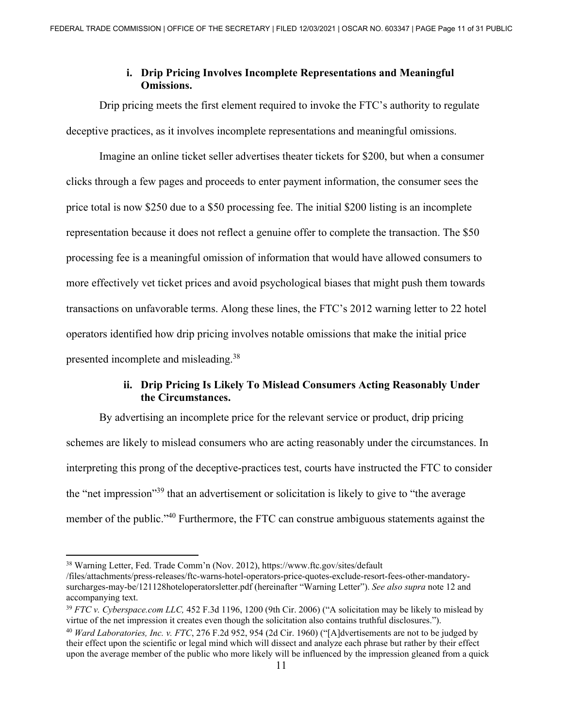#### i. Drip Pricing Involves Incomplete Representations and Meaningful Omissions.

Drip pricing meets the first element required to invoke the FTC's authority to regulate deceptive practices, as it involves incomplete representations and meaningful omissions.

Imagine an online ticket seller advertises theater tickets for $200, but when a consumer clicks through a few pages and proceeds to enter payment information, the consumer sees the price total is now $250 due to a $50 processing fee. The initial $200 listing is an incomplete representation because it does not reflect a genuine offer to complete the transaction. The $50 processing fee is a meaningful omission of information that would have allowed consumers to more effectively vet ticket prices and avoid psychological biases that might push them towards transactions on unfavorable terms. Along these lines, the FTC's 2012 warning letter to 22 hotel operators identified how drip pricing involves notable omissions that make the initial price presented incomplete and misleading.[38]

#### ii. Drip Pricing Is Likely To Mislead Consumers Acting Reasonably Under the Circumstances.

By advertising an incomplete price for the relevant service or product, drip pricing schemes are likely to mislead consumers who are acting reasonably under the circumstances. In interpreting this prong of the deceptive-practices test, courts have instructed the FTC to consider the "net impression"[39] that an advertisement or solicitation is likely to give to "the average member of the public."[40] Furthermore, the FTC can construe ambiguous statements against the

---

[38] Warning Letter, Fed. Trade Comm'n (Nov. 2012), https://www.ftc.gov/sites/default /files/attachments/press-releases/ftc-warns-hotel-operators-price-quotes-exclude-resort-fees-other-mandatory-surcharges-may-be/121128hoteloperatorsletter.pdf (hereinafter "Warning Letter"). *See also supra* note 12 and accompanying text.

[39] *FTC v. Cyberspace.com LLC,* 452 F.3d 1196, 1200 (9th Cir. 2006) ("A solicitation may be likely to mislead by virtue of the net impression it creates even though the solicitation also contains truthful disclosures.").

[40] *Ward Laboratories, Inc. v. FTC*, 276 F.2d 952, 954 (2d Cir. 1960) ("[A]dvertisements are not to be judged by their effect upon the scientific or legal mind which will dissect and analyze each phrase but rather by their effect upon the average member of the public who more likely will be influenced by the impression gleaned from a quick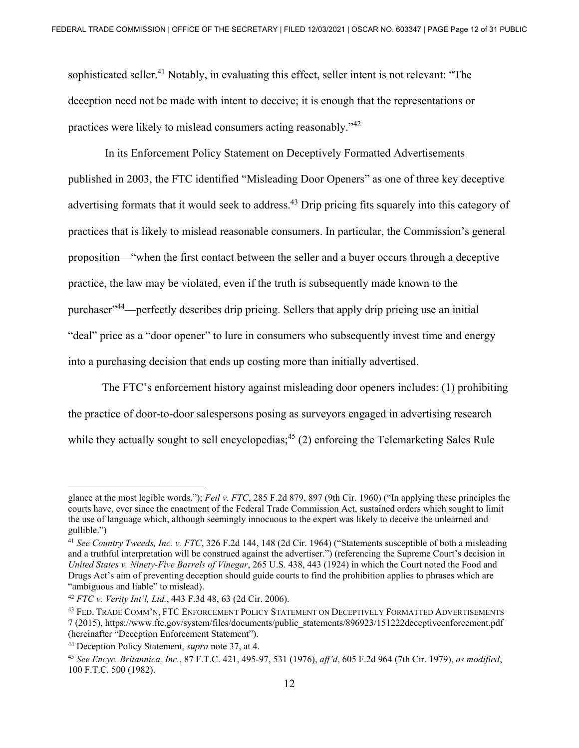sophisticated seller.[41] Notably, in evaluating this effect, seller intent is not relevant: "The deception need not be made with intent to deceive; it is enough that the representations or practices were likely to mislead consumers acting reasonably."[42]

In its Enforcement Policy Statement on Deceptively Formatted Advertisements published in 2003, the FTC identified "Misleading Door Openers" as one of three key deceptive advertising formats that it would seek to address.[43] Drip pricing fits squarely into this category of practices that is likely to mislead reasonable consumers. In particular, the Commission's general proposition—"when the first contact between the seller and a buyer occurs through a deceptive practice, the law may be violated, even if the truth is subsequently made known to the purchaser"[44]—perfectly describes drip pricing. Sellers that apply drip pricing use an initial "deal" price as a "door opener" to lure in consumers who subsequently invest time and energy into a purchasing decision that ends up costing more than initially advertised.

The FTC's enforcement history against misleading door openers includes: (1) prohibiting the practice of door-to-door salespersons posing as surveyors engaged in advertising research while they actually sought to sell encyclopedias;[45] (2) enforcing the Telemarketing Sales Rule

---

glance at the most legible words."); *Feil v. FTC*, 285 F.2d 879, 897 (9th Cir. 1960) ("In applying these principles the courts have, ever since the enactment of the Federal Trade Commission Act, sustained orders which sought to limit the use of language which, although seemingly innocuous to the expert was likely to deceive the unlearned and gullible.")

[41] *See Country Tweeds, Inc. v. FTC*, 326 F.2d 144, 148 (2d Cir. 1964) ("Statements susceptible of both a misleading and a truthful interpretation will be construed against the advertiser.") (referencing the Supreme Court's decision in *United States v. Ninety-Five Barrels of Vinegar*, 265 U.S. 438, 443 (1924) in which the Court noted the Food and Drugs Act's aim of preventing deception should guide courts to find the prohibition applies to phrases which are "ambiguous and liable" to mislead).

[42] *FTC v. Verity Int'l, Ltd.*, 443 F.3d 48, 63 (2d Cir. 2006).

[43] FED. TRADE COMM'N, FTC ENFORCEMENT POLICY STATEMENT ON DECEPTIVELY FORMATTED ADVERTISEMENTS 7 (2015), https://www.ftc.gov/system/files/documents/public_statements/896923/151222deceptiveenforcement.pdf (hereinafter "Deception Enforcement Statement").

[44] Deception Policy Statement, *supra* note 37, at 4.

[45] *See Encyc. Britannica, Inc.*, 87 F.T.C. 421, 495-97, 531 (1976), *aff'd*, 605 F.2d 964 (7th Cir. 1979), *as modified*, 100 F.T.C. 500 (1982).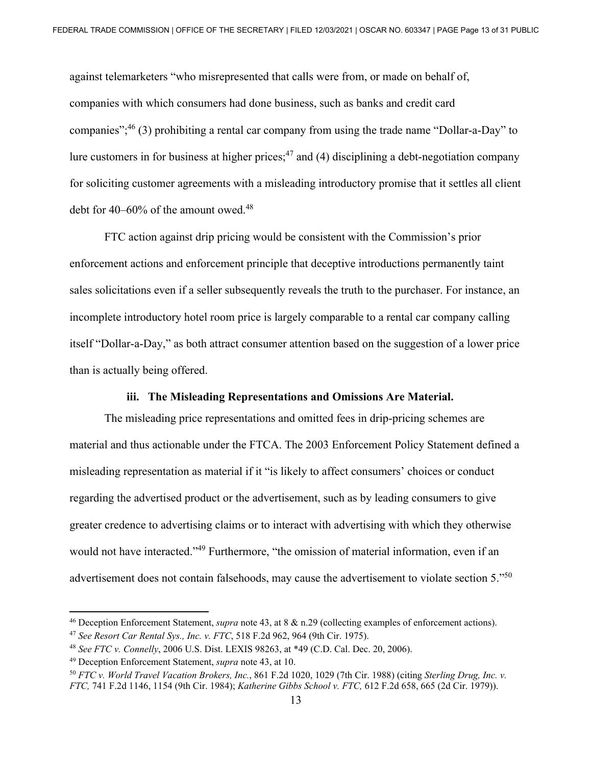against telemarketers "who misrepresented that calls were from, or made on behalf of, companies with which consumers had done business, such as banks and credit card companies";[46] (3) prohibiting a rental car company from using the trade name "Dollar-a-Day" to lure customers in for business at higher prices;[47] and (4) disciplining a debt-negotiation company for soliciting customer agreements with a misleading introductory promise that it settles all client debt for 40–60% of the amount owed.[48]

FTC action against drip pricing would be consistent with the Commission's prior enforcement actions and enforcement principle that deceptive introductions permanently taint sales solicitations even if a seller subsequently reveals the truth to the purchaser. For instance, an incomplete introductory hotel room price is largely comparable to a rental car company calling itself "Dollar-a-Day," as both attract consumer attention based on the suggestion of a lower price than is actually being offered.

### iii. The Misleading Representations and Omissions Are Material.

The misleading price representations and omitted fees in drip-pricing schemes are material and thus actionable under the FTCA. The 2003 Enforcement Policy Statement defined a misleading representation as material if it "is likely to affect consumers' choices or conduct regarding the advertised product or the advertisement, such as by leading consumers to give greater credence to advertising claims or to interact with advertising with which they otherwise would not have interacted."[49] Furthermore, "the omission of material information, even if an advertisement does not contain falsehoods, may cause the advertisement to violate section 5."[50]

---

[46] Deception Enforcement Statement, *supra* note 43, at 8 & n.29 (collecting examples of enforcement actions).

[47] *See Resort Car Rental Sys., Inc. v. FTC*, 518 F.2d 962, 964 (9th Cir. 1975).

[48] *See FTC v. Connelly*, 2006 U.S. Dist. LEXIS 98263, at *49 (C.D. Cal. Dec. 20, 2006).

[49] Deception Enforcement Statement, *supra* note 43, at 10.

[50] *FTC v. World Travel Vacation Brokers, Inc.*, 861 F.2d 1020, 1029 (7th Cir. 1988) (citing *Sterling Drug, Inc. v. FTC,* 741 F.2d 1146, 1154 (9th Cir. 1984); *Katherine Gibbs School v. FTC,* 612 F.2d 658, 665 (2d Cir. 1979)).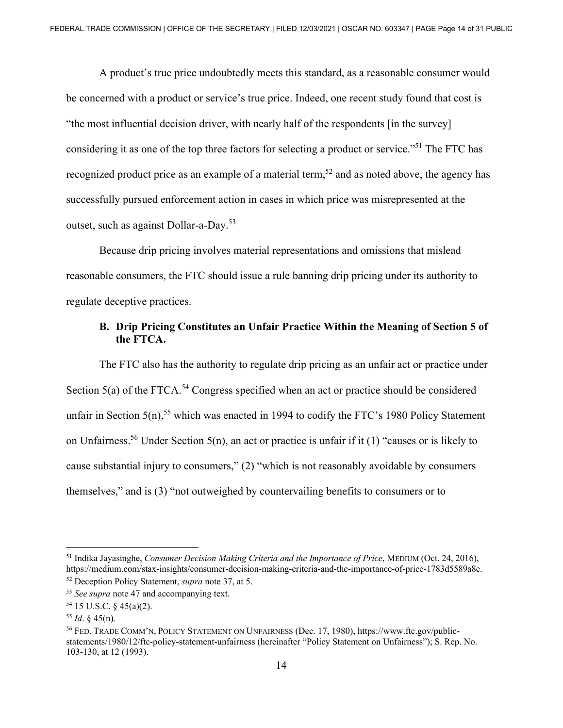A product's true price undoubtedly meets this standard, as a reasonable consumer would be concerned with a product or service's true price. Indeed, one recent study found that cost is "the most influential decision driver, with nearly half of the respondents [in the survey] considering it as one of the top three factors for selecting a product or service."[51] The FTC has recognized product price as an example of a material term,[52] and as noted above, the agency has successfully pursued enforcement action in cases in which price was misrepresented at the outset, such as against Dollar-a-Day.[53]

Because drip pricing involves material representations and omissions that mislead reasonable consumers, the FTC should issue a rule banning drip pricing under its authority to regulate deceptive practices.

### B. Drip Pricing Constitutes an Unfair Practice Within the Meaning of Section 5 of the FTCA.

The FTC also has the authority to regulate drip pricing as an unfair act or practice under Section 5(a) of the FTCA.[54] Congress specified when an act or practice should be considered unfair in Section 5(n),[55] which was enacted in 1994 to codify the FTC's 1980 Policy Statement on Unfairness.[56] Under Section 5(n), an act or practice is unfair if it (1) "causes or is likely to cause substantial injury to consumers," (2) "which is not reasonably avoidable by consumers themselves," and is (3) "not outweighed by countervailing benefits to consumers or to

---

[51] Indika Jayasinghe, *Consumer Decision Making Criteria and the Importance of Price*, MEDIUM (Oct. 24, 2016), https://medium.com/stax-insights/consumer-decision-making-criteria-and-the-importance-of-price-1783d5589a8e.

[52] Deception Policy Statement, *supra* note 37, at 5.

[53] *See supra* note 47 and accompanying text.

[54] 15 U.S.C. § 45(a)(2).

[55] *Id*. § 45(n).

[56] FED. TRADE COMM'N, POLICY STATEMENT ON UNFAIRNESS (Dec. 17, 1980), https://www.ftc.gov/public-statements/1980/12/ftc-policy-statement-unfairness (hereinafter "Policy Statement on Unfairness"); S. Rep. No. 103-130, at 12 (1993).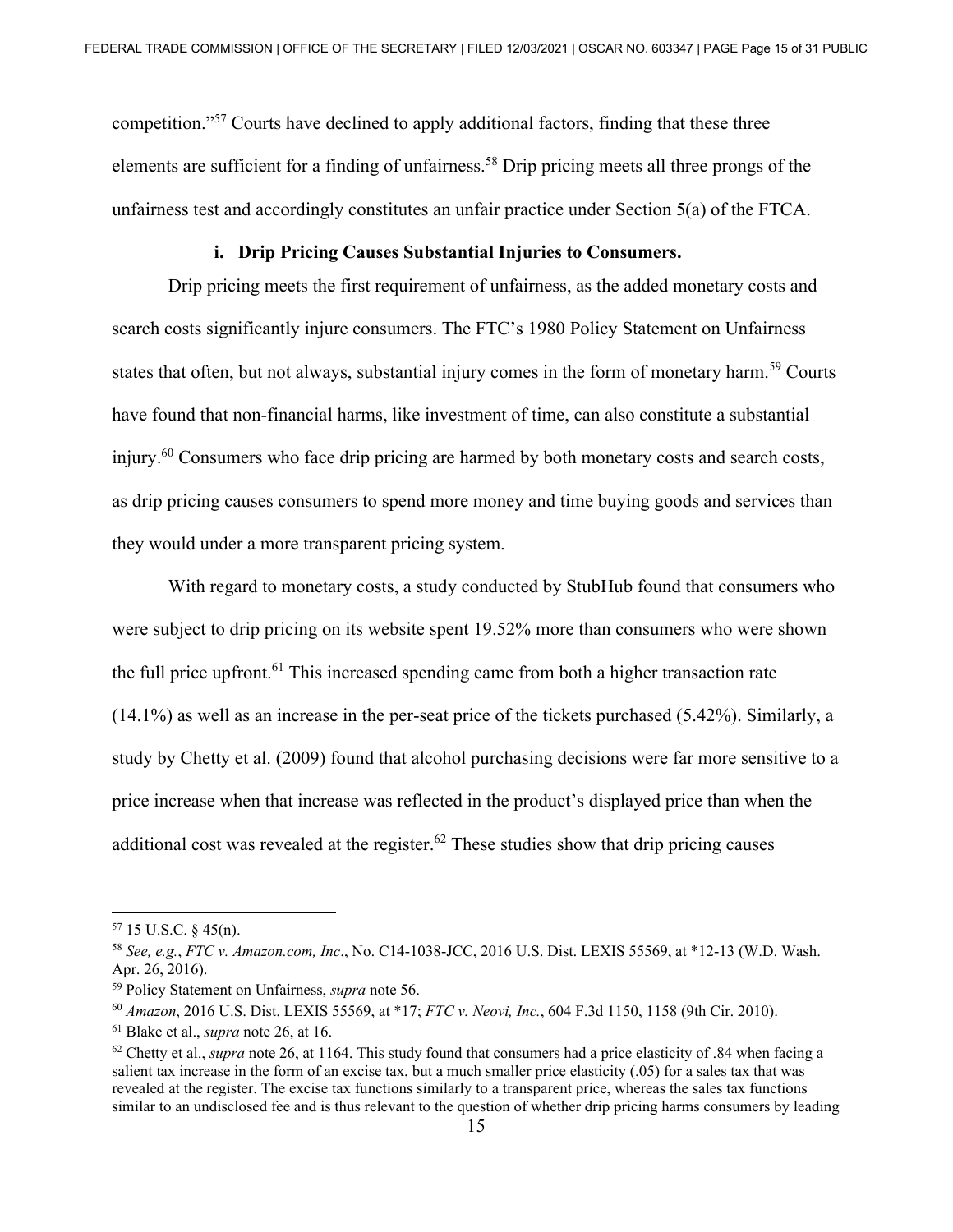competition."[57] Courts have declined to apply additional factors, finding that these three elements are sufficient for a finding of unfairness.[58] Drip pricing meets all three prongs of the unfairness test and accordingly constitutes an unfair practice under Section 5(a) of the FTCA.

#### i. Drip Pricing Causes Substantial Injuries to Consumers.

Drip pricing meets the first requirement of unfairness, as the added monetary costs and search costs significantly injure consumers. The FTC's 1980 Policy Statement on Unfairness states that often, but not always, substantial injury comes in the form of monetary harm.[59] Courts have found that non-financial harms, like investment of time, can also constitute a substantial injury.[60] Consumers who face drip pricing are harmed by both monetary costs and search costs, as drip pricing causes consumers to spend more money and time buying goods and services than they would under a more transparent pricing system.

With regard to monetary costs, a study conducted by StubHub found that consumers who were subject to drip pricing on its website spent 19.52% more than consumers who were shown the full price upfront.[61] This increased spending came from both a higher transaction rate (14.1%) as well as an increase in the per-seat price of the tickets purchased (5.42%). Similarly, a study by Chetty et al. (2009) found that alcohol purchasing decisions were far more sensitive to a price increase when that increase was reflected in the product's displayed price than when the additional cost was revealed at the register.[62] These studies show that drip pricing causes

---

[57] 15 U.S.C. § 45(n).

[58] *See, e.g.*, *FTC v. Amazon.com, Inc*., No. C14-1038-JCC, 2016 U.S. Dist. LEXIS 55569, at *12-13 (W.D. Wash. Apr. 26, 2016).

[59] Policy Statement on Unfairness, *supra* note 56.

[60] *Amazon*, 2016 U.S. Dist. LEXIS 55569, at *17; *FTC v. Neovi, Inc.*, 604 F.3d 1150, 1158 (9th Cir. 2010).

[61] Blake et al., *supra* note 26, at 16.

[62] Chetty et al., *supra* note 26, at 1164. This study found that consumers had a price elasticity of .84 when facing a salient tax increase in the form of an excise tax, but a much smaller price elasticity (.05) for a sales tax that was revealed at the register. The excise tax functions similarly to a transparent price, whereas the sales tax functions similar to an undisclosed fee and is thus relevant to the question of whether drip pricing harms consumers by leading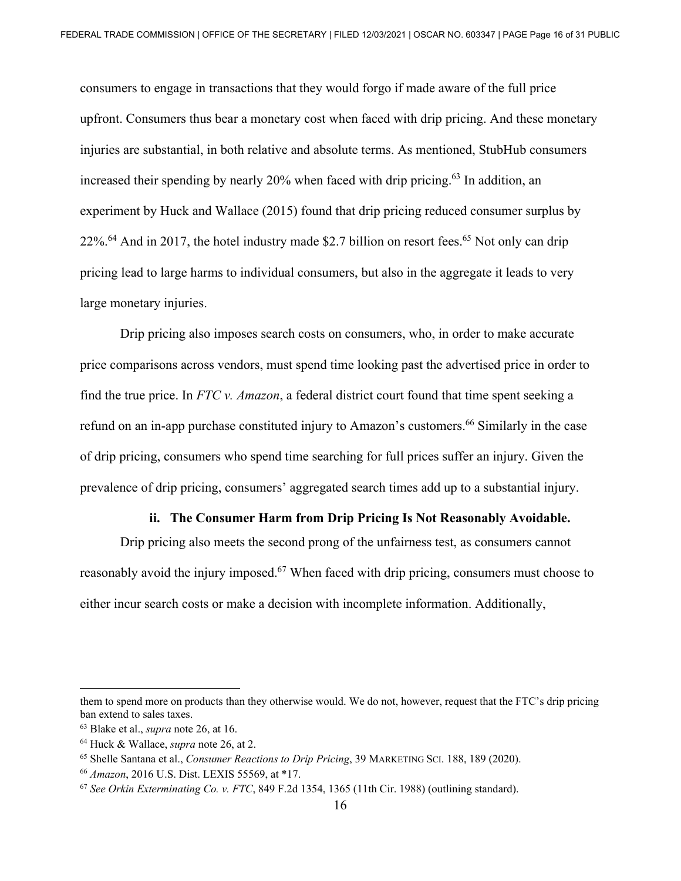consumers to engage in transactions that they would forgo if made aware of the full price upfront. Consumers thus bear a monetary cost when faced with drip pricing. And these monetary injuries are substantial, in both relative and absolute terms. As mentioned, StubHub consumers increased their spending by nearly 20% when faced with drip pricing.[63] In addition, an experiment by Huck and Wallace (2015) found that drip pricing reduced consumer surplus by 22%.[64] And in 2017, the hotel industry made $2.7 billion on resort fees.[65] Not only can drip pricing lead to large harms to individual consumers, but also in the aggregate it leads to very large monetary injuries.

Drip pricing also imposes search costs on consumers, who, in order to make accurate price comparisons across vendors, must spend time looking past the advertised price in order to find the true price. In *FTC v. Amazon*, a federal district court found that time spent seeking a refund on an in-app purchase constituted injury to Amazon's customers.[66] Similarly in the case of drip pricing, consumers who spend time searching for full prices suffer an injury. Given the prevalence of drip pricing, consumers' aggregated search times add up to a substantial injury.

**ii. The Consumer Harm from Drip Pricing Is Not Reasonably Avoidable.**

Drip pricing also meets the second prong of the unfairness test, as consumers cannot reasonably avoid the injury imposed.[67] When faced with drip pricing, consumers must choose to either incur search costs or make a decision with incomplete information. Additionally,

---

them to spend more on products than they otherwise would. We do not, however, request that the FTC's drip pricing ban extend to sales taxes.

[63] Blake et al., *supra* note 26, at 16.

[64] Huck & Wallace, *supra* note 26, at 2.

[65] Shelle Santana et al., *Consumer Reactions to Drip Pricing*, 39 MARKETING SCI. 188, 189 (2020).

[66] *Amazon*, 2016 U.S. Dist. LEXIS 55569, at *17.

[67] *See Orkin Exterminating Co. v. FTC*, 849 F.2d 1354, 1365 (11th Cir. 1988) (outlining standard).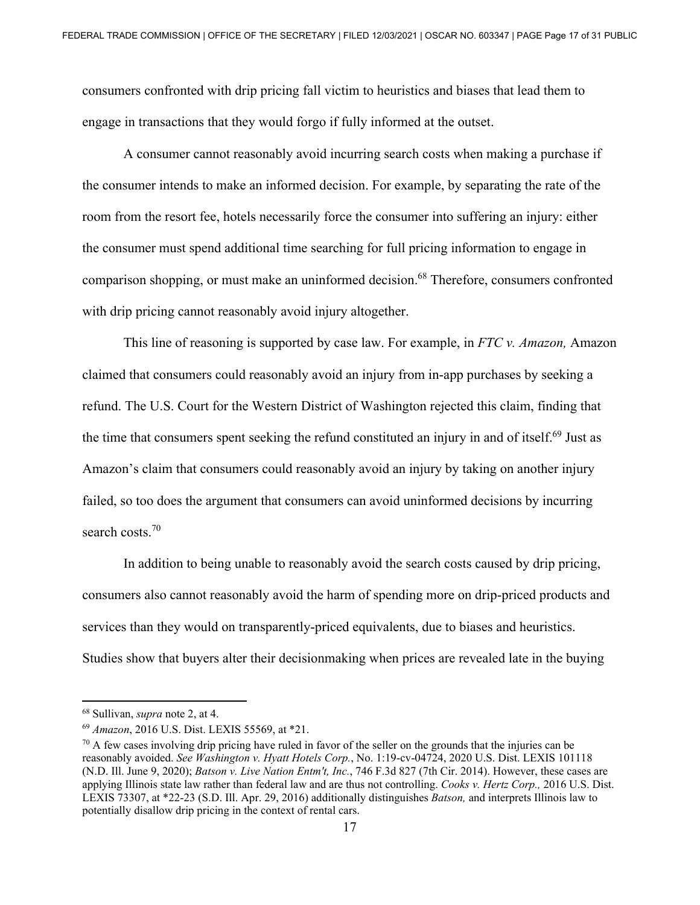consumers confronted with drip pricing fall victim to heuristics and biases that lead them to engage in transactions that they would forgo if fully informed at the outset.

A consumer cannot reasonably avoid incurring search costs when making a purchase if the consumer intends to make an informed decision. For example, by separating the rate of the room from the resort fee, hotels necessarily force the consumer into suffering an injury: either the consumer must spend additional time searching for full pricing information to engage in comparison shopping, or must make an uninformed decision.[68] Therefore, consumers confronted with drip pricing cannot reasonably avoid injury altogether.

This line of reasoning is supported by case law. For example, in *FTC v. Amazon,* Amazon claimed that consumers could reasonably avoid an injury from in-app purchases by seeking a refund. The U.S. Court for the Western District of Washington rejected this claim, finding that the time that consumers spent seeking the refund constituted an injury in and of itself.[69] Just as Amazon's claim that consumers could reasonably avoid an injury by taking on another injury failed, so too does the argument that consumers can avoid uninformed decisions by incurring search costs.[70]

In addition to being unable to reasonably avoid the search costs caused by drip pricing, consumers also cannot reasonably avoid the harm of spending more on drip-priced products and services than they would on transparently-priced equivalents, due to biases and heuristics. Studies show that buyers alter their decisionmaking when prices are revealed late in the buying

---

[68] Sullivan, *supra* note 2, at 4.

[69] *Amazon*, 2016 U.S. Dist. LEXIS 55569, at *21.

[70] A few cases involving drip pricing have ruled in favor of the seller on the grounds that the injuries can be reasonably avoided. *See Washington v. Hyatt Hotels Corp.*, No. 1:19-cv-04724, 2020 U.S. Dist. LEXIS 101118 (N.D. Ill. June 9, 2020); *Batson v. Live Nation Entm't, Inc.*, 746 F.3d 827 (7th Cir. 2014). However, these cases are applying Illinois state law rather than federal law and are thus not controlling. *Cooks v. Hertz Corp.,* 2016 U.S. Dist. LEXIS 73307, at *22-23 (S.D. Ill. Apr. 29, 2016) additionally distinguishes *Batson,* and interprets Illinois law to potentially disallow drip pricing in the context of rental cars.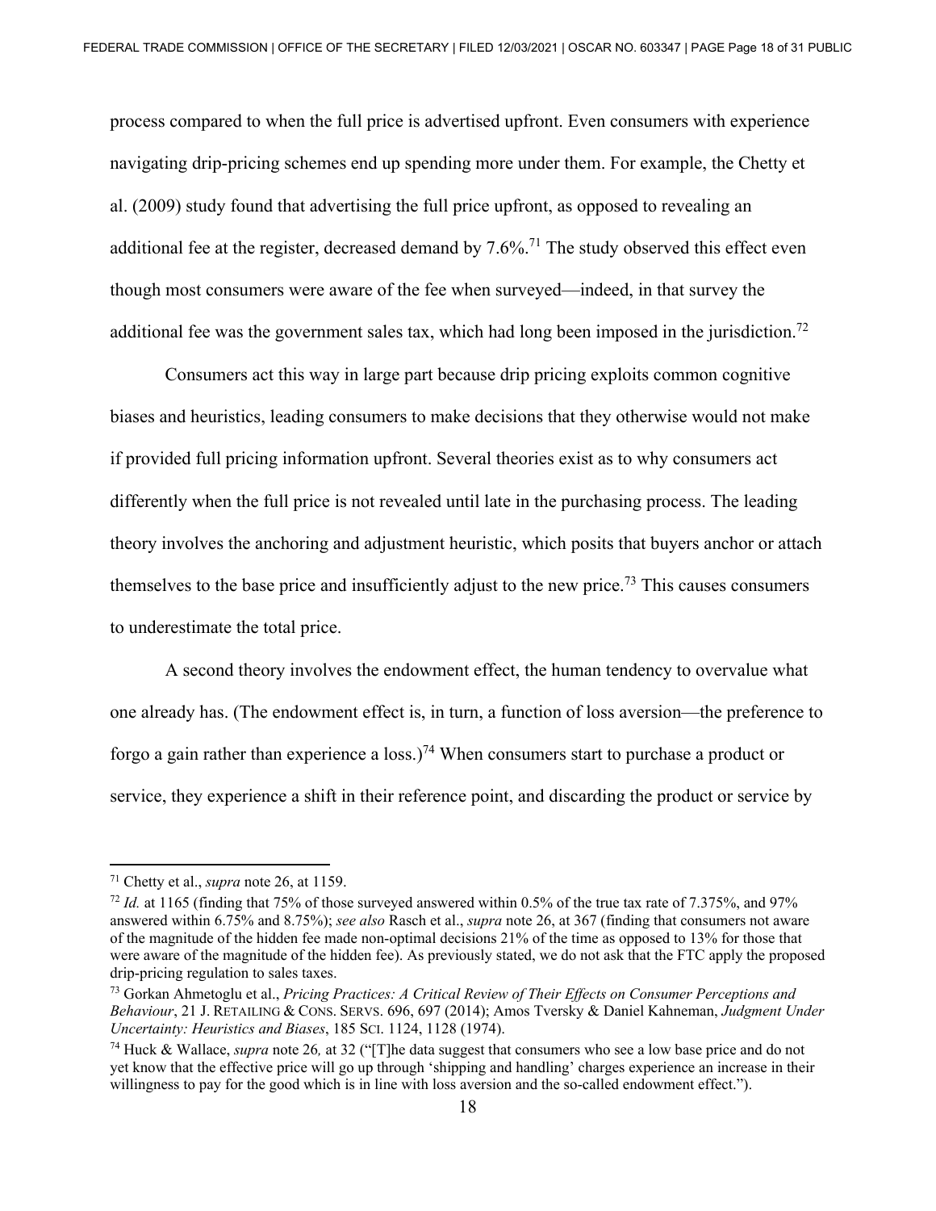process compared to when the full price is advertised upfront. Even consumers with experience navigating drip-pricing schemes end up spending more under them. For example, the Chetty et al. (2009) study found that advertising the full price upfront, as opposed to revealing an additional fee at the register, decreased demand by 7.6%.[71] The study observed this effect even though most consumers were aware of the fee when surveyed—indeed, in that survey the additional fee was the government sales tax, which had long been imposed in the jurisdiction.[72]

Consumers act this way in large part because drip pricing exploits common cognitive biases and heuristics, leading consumers to make decisions that they otherwise would not make if provided full pricing information upfront. Several theories exist as to why consumers act differently when the full price is not revealed until late in the purchasing process. The leading theory involves the anchoring and adjustment heuristic, which posits that buyers anchor or attach themselves to the base price and insufficiently adjust to the new price.[73] This causes consumers to underestimate the total price.

A second theory involves the endowment effect, the human tendency to overvalue what one already has. (The endowment effect is, in turn, a function of loss aversion—the preference to forgo a gain rather than experience a loss.)[74] When consumers start to purchase a product or service, they experience a shift in their reference point, and discarding the product or service by

---

[71] Chetty et al., *supra* note 26, at 1159.

[72] *Id.* at 1165 (finding that 75% of those surveyed answered within 0.5% of the true tax rate of 7.375%, and 97% answered within 6.75% and 8.75%); *see also* Rasch et al., *supra* note 26, at 367 (finding that consumers not aware of the magnitude of the hidden fee made non-optimal decisions 21% of the time as opposed to 13% for those that were aware of the magnitude of the hidden fee). As previously stated, we do not ask that the FTC apply the proposed drip-pricing regulation to sales taxes.

[73] Gorkan Ahmetoglu et al., *Pricing Practices: A Critical Review of Their Effects on Consumer Perceptions and Behaviour*, 21 J. RETAILING & CONS. SERVS. 696, 697 (2014); Amos Tversky & Daniel Kahneman, *Judgment Under Uncertainty: Heuristics and Biases*, 185 SCI. 1124, 1128 (1974).

[74] Huck & Wallace, *supra* note 26, at 32 ("[T]he data suggest that consumers who see a low base price and do not yet know that the effective price will go up through 'shipping and handling' charges experience an increase in their willingness to pay for the good which is in line with loss aversion and the so-called endowment effect.").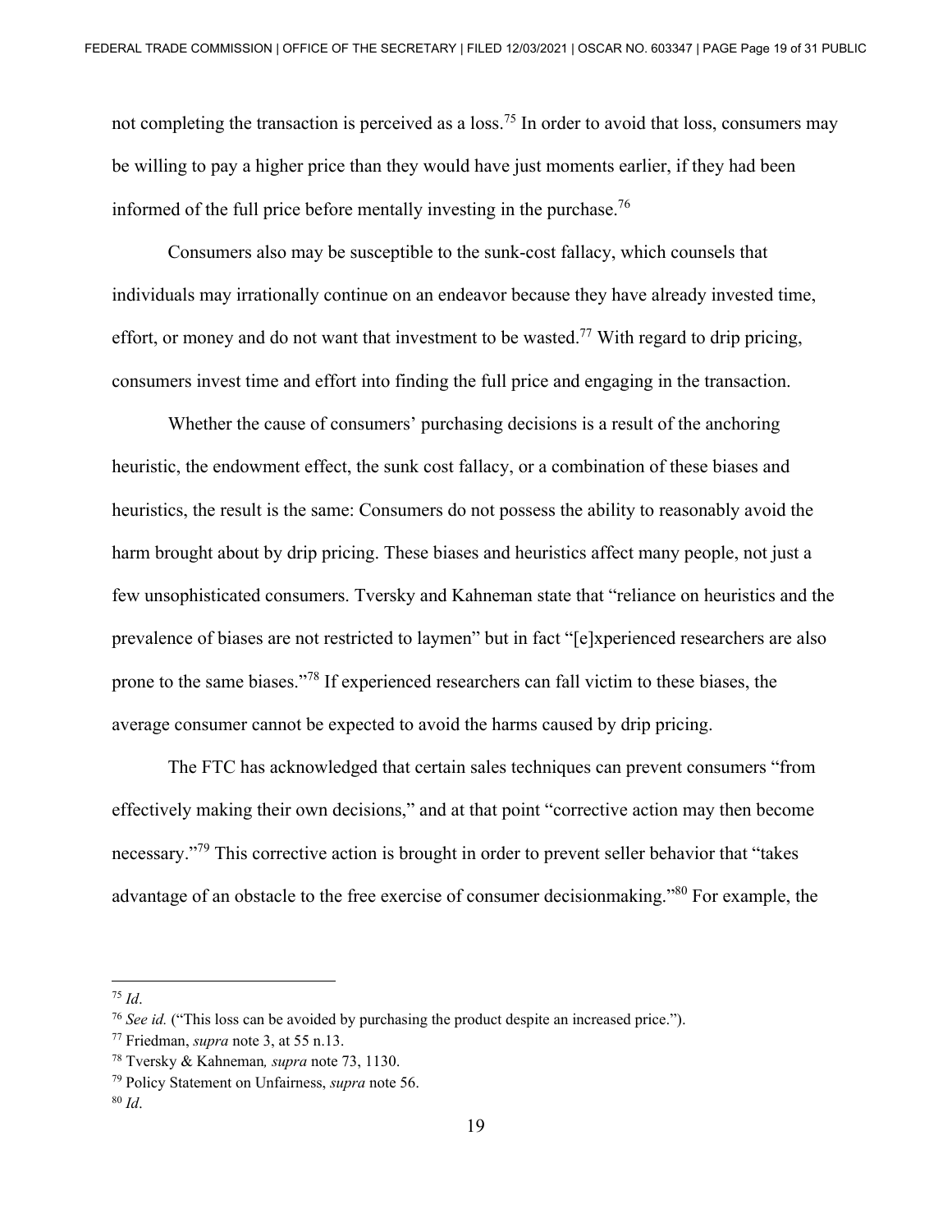not completing the transaction is perceived as a loss.[75] In order to avoid that loss, consumers may be willing to pay a higher price than they would have just moments earlier, if they had been informed of the full price before mentally investing in the purchase.[76]

Consumers also may be susceptible to the sunk-cost fallacy, which counsels that individuals may irrationally continue on an endeavor because they have already invested time, effort, or money and do not want that investment to be wasted.[77] With regard to drip pricing, consumers invest time and effort into finding the full price and engaging in the transaction.

Whether the cause of consumers' purchasing decisions is a result of the anchoring heuristic, the endowment effect, the sunk cost fallacy, or a combination of these biases and heuristics, the result is the same: Consumers do not possess the ability to reasonably avoid the harm brought about by drip pricing. These biases and heuristics affect many people, not just a few unsophisticated consumers. Tversky and Kahneman state that "reliance on heuristics and the prevalence of biases are not restricted to laymen" but in fact "[e]xperienced researchers are also prone to the same biases."[78] If experienced researchers can fall victim to these biases, the average consumer cannot be expected to avoid the harms caused by drip pricing.

The FTC has acknowledged that certain sales techniques can prevent consumers "from effectively making their own decisions," and at that point "corrective action may then become necessary."[79] This corrective action is brought in order to prevent seller behavior that "takes advantage of an obstacle to the free exercise of consumer decisionmaking."[80] For example, the

---

[75] *Id*.

[76] *See id.* ("This loss can be avoided by purchasing the product despite an increased price.").

[77] Friedman, *supra* note 3, at 55 n.13.

[78] Tversky & Kahneman*, supra* note 73, 1130.

[79] Policy Statement on Unfairness, *supra* note 56.

[80] *Id*.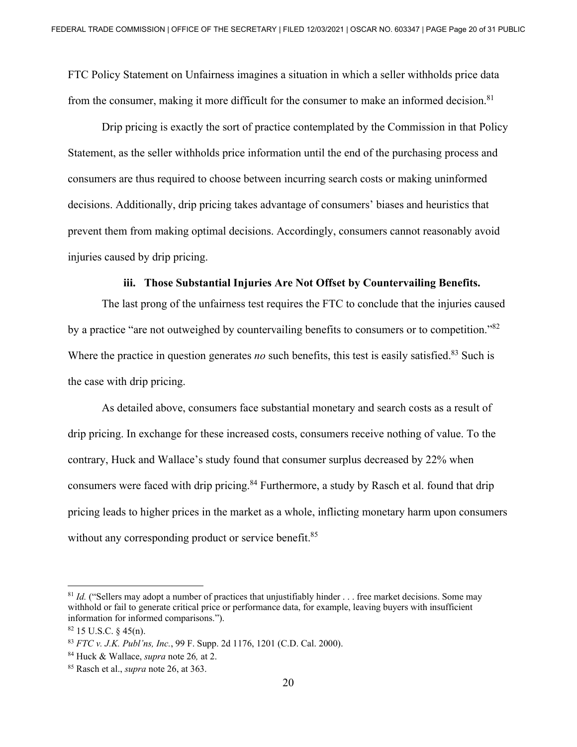FTC Policy Statement on Unfairness imagines a situation in which a seller withholds price data from the consumer, making it more difficult for the consumer to make an informed decision.[81]

Drip pricing is exactly the sort of practice contemplated by the Commission in that Policy Statement, as the seller withholds price information until the end of the purchasing process and consumers are thus required to choose between incurring search costs or making uninformed decisions. Additionally, drip pricing takes advantage of consumers' biases and heuristics that prevent them from making optimal decisions. Accordingly, consumers cannot reasonably avoid injuries caused by drip pricing.

#### iii. Those Substantial Injuries Are Not Offset by Countervailing Benefits.

The last prong of the unfairness test requires the FTC to conclude that the injuries caused by a practice "are not outweighed by countervailing benefits to consumers or to competition."[82] Where the practice in question generates *no* such benefits, this test is easily satisfied.[83] Such is the case with drip pricing.

As detailed above, consumers face substantial monetary and search costs as a result of drip pricing. In exchange for these increased costs, consumers receive nothing of value. To the contrary, Huck and Wallace's study found that consumer surplus decreased by 22% when consumers were faced with drip pricing.[84] Furthermore, a study by Rasch et al. found that drip pricing leads to higher prices in the market as a whole, inflicting monetary harm upon consumers without any corresponding product or service benefit.[85]

---

[81] *Id.* ("Sellers may adopt a number of practices that unjustifiably hinder . . . free market decisions. Some may withhold or fail to generate critical price or performance data, for example, leaving buyers with insufficient information for informed comparisons.").

[82] 15 U.S.C. § 45(n).

[83] *FTC v. J.K. Publ'ns, Inc.*, 99 F. Supp. 2d 1176, 1201 (C.D. Cal. 2000).

[84] Huck & Wallace, *supra* note 26*,* at 2.

[85] Rasch et al., *supra* note 26, at 363.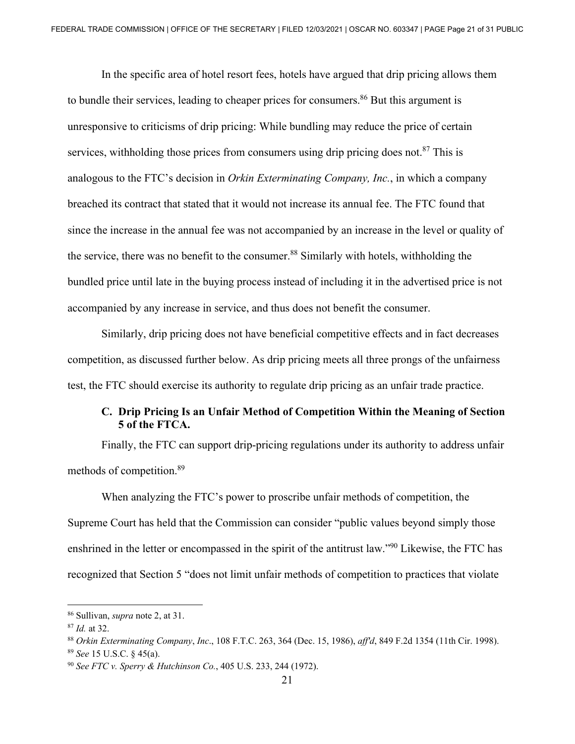In the specific area of hotel resort fees, hotels have argued that drip pricing allows them to bundle their services, leading to cheaper prices for consumers.[86] But this argument is unresponsive to criticisms of drip pricing: While bundling may reduce the price of certain services, withholding those prices from consumers using drip pricing does not.[87] This is analogous to the FTC's decision in *Orkin Exterminating Company, Inc.*, in which a company breached its contract that stated that it would not increase its annual fee. The FTC found that since the increase in the annual fee was not accompanied by an increase in the level or quality of the service, there was no benefit to the consumer.[88] Similarly with hotels, withholding the bundled price until late in the buying process instead of including it in the advertised price is not accompanied by any increase in service, and thus does not benefit the consumer.

Similarly, drip pricing does not have beneficial competitive effects and in fact decreases competition, as discussed further below. As drip pricing meets all three prongs of the unfairness test, the FTC should exercise its authority to regulate drip pricing as an unfair trade practice.

### C. Drip Pricing Is an Unfair Method of Competition Within the Meaning of Section 5 of the FTCA.

Finally, the FTC can support drip-pricing regulations under its authority to address unfair methods of competition.[89]

When analyzing the FTC's power to proscribe unfair methods of competition, the Supreme Court has held that the Commission can consider "public values beyond simply those enshrined in the letter or encompassed in the spirit of the antitrust law."[90] Likewise, the FTC has recognized that Section 5 "does not limit unfair methods of competition to practices that violate

---

[86] Sullivan, *supra* note 2, at 31.

[87] *Id.* at 32.

[88] *Orkin Exterminating Company*, *Inc*., 108 F.T.C. 263, 364 (Dec. 15, 1986), *aff'd*, 849 F.2d 1354 (11th Cir. 1998).

[89] *See* 15 U.S.C. § 45(a).

[90] *See FTC v. Sperry & Hutchinson Co.*, 405 U.S. 233, 244 (1972).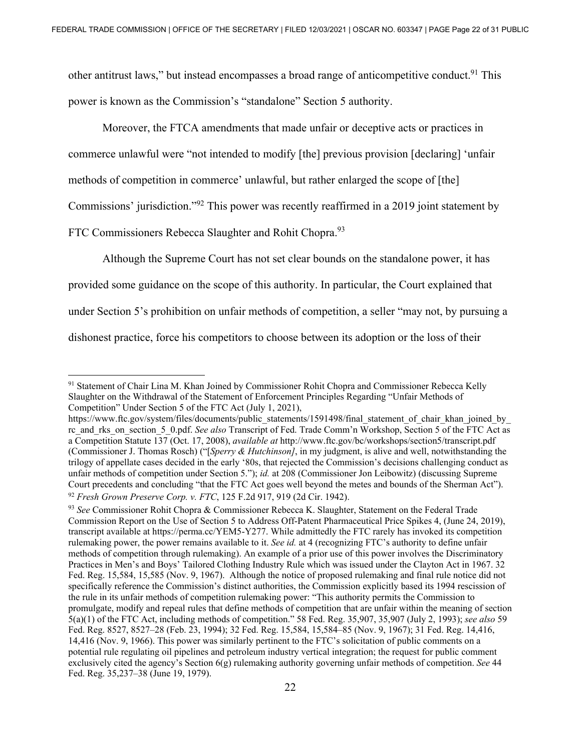other antitrust laws," but instead encompasses a broad range of anticompetitive conduct.[91] This power is known as the Commission's "standalone" Section 5 authority.

Moreover, the FTCA amendments that made unfair or deceptive acts or practices in commerce unlawful were "not intended to modify [the] previous provision [declaring] 'unfair methods of competition in commerce' unlawful, but rather enlarged the scope of [the] Commissions' jurisdiction."[92] This power was recently reaffirmed in a 2019 joint statement by FTC Commissioners Rebecca Slaughter and Rohit Chopra.[93]

Although the Supreme Court has not set clear bounds on the standalone power, it has provided some guidance on the scope of this authority. In particular, the Court explained that under Section 5's prohibition on unfair methods of competition, a seller "may not, by pursuing a dishonest practice, force his competitors to choose between its adoption or the loss of their

---

[91] Statement of Chair Lina M. Khan Joined by Commissioner Rohit Chopra and Commissioner Rebecca Kelly Slaughter on the Withdrawal of the Statement of Enforcement Principles Regarding "Unfair Methods of Competition" Under Section 5 of the FTC Act (July 1, 2021), https://www.ftc.gov/system/files/documents/public_statements/1591498/final_statement_of_chair_khan_joined_by_rc_and_rks_on_section_5_0.pdf. *See also* Transcript of Fed. Trade Comm'n Workshop, Section 5 of the FTC Act as a Competition Statute 137 (Oct. 17, 2008), *available at* http://www.ftc.gov/bc/workshops/section5/transcript.pdf (Commissioner J. Thomas Rosch) ("[*Sperry & Hutchinson]*, in my judgment, is alive and well, notwithstanding the trilogy of appellate cases decided in the early '80s, that rejected the Commission's decisions challenging conduct as unfair methods of competition under Section 5."); *id.* at 208 (Commissioner Jon Leibowitz) (discussing Supreme Court precedents and concluding "that the FTC Act goes well beyond the metes and bounds of the Sherman Act").

[92] *Fresh Grown Preserve Corp. v. FTC*, 125 F.2d 917, 919 (2d Cir. 1942).

[93] *See* Commissioner Rohit Chopra & Commissioner Rebecca K. Slaughter, Statement on the Federal Trade Commission Report on the Use of Section 5 to Address Off-Patent Pharmaceutical Price Spikes 4, (June 24, 2019), transcript available at https://perma.cc/YEM5-Y277. While admittedly the FTC rarely has invoked its competition rulemaking power, the power remains available to it. *See id.* at 4 (recognizing FTC's authority to define unfair methods of competition through rulemaking). An example of a prior use of this power involves the Discriminatory Practices in Men's and Boys' Tailored Clothing Industry Rule which was issued under the Clayton Act in 1967. 32 Fed. Reg. 15,584, 15,585 (Nov. 9, 1967). Although the notice of proposed rulemaking and final rule notice did not specifically reference the Commission's distinct authorities, the Commission explicitly based its 1994 rescission of the rule in its unfair methods of competition rulemaking power: "This authority permits the Commission to promulgate, modify and repeal rules that define methods of competition that are unfair within the meaning of section 5(a)(1) of the FTC Act, including methods of competition." 58 Fed. Reg. 35,907, 35,907 (July 2, 1993); *see also* 59 Fed. Reg. 8527, 8527–28 (Feb. 23, 1994); 32 Fed. Reg. 15,584, 15,584–85 (Nov. 9, 1967); 31 Fed. Reg. 14,416, 14,416 (Nov. 9, 1966). This power was similarly pertinent to the FTC's solicitation of public comments on a potential rule regulating oil pipelines and petroleum industry vertical integration; the request for public comment exclusively cited the agency's Section 6(g) rulemaking authority governing unfair methods of competition. *See* 44 Fed. Reg. 35,237–38 (June 19, 1979).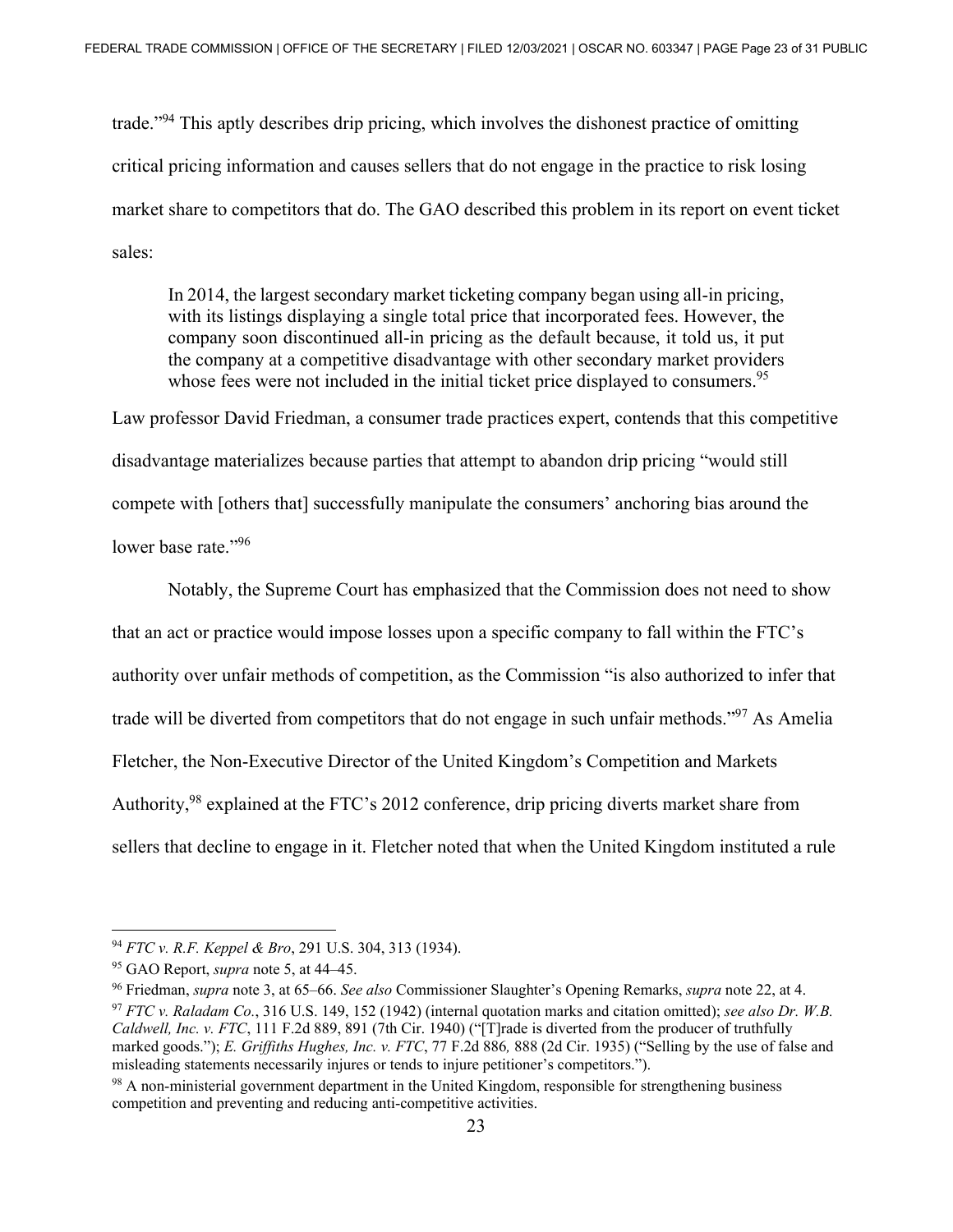trade."[94] This aptly describes drip pricing, which involves the dishonest practice of omitting critical pricing information and causes sellers that do not engage in the practice to risk losing market share to competitors that do. The GAO described this problem in its report on event ticket sales:

> In 2014, the largest secondary market ticketing company began using all-in pricing, with its listings displaying a single total price that incorporated fees. However, the company soon discontinued all-in pricing as the default because, it told us, it put the company at a competitive disadvantage with other secondary market providers whose fees were not included in the initial ticket price displayed to consumers.[95]

Law professor David Friedman, a consumer trade practices expert, contends that this competitive disadvantage materializes because parties that attempt to abandon drip pricing "would still compete with [others that] successfully manipulate the consumers' anchoring bias around the lower base rate."[96]

Notably, the Supreme Court has emphasized that the Commission does not need to show that an act or practice would impose losses upon a specific company to fall within the FTC's authority over unfair methods of competition, as the Commission "is also authorized to infer that trade will be diverted from competitors that do not engage in such unfair methods."[97] As Amelia Fletcher, the Non-Executive Director of the United Kingdom's Competition and Markets Authority,[98] explained at the FTC's 2012 conference, drip pricing diverts market share from sellers that decline to engage in it. Fletcher noted that when the United Kingdom instituted a rule

---

[94] *FTC v. R.F. Keppel & Bro*, 291 U.S. 304, 313 (1934).

[95] GAO Report, *supra* note 5, at 44–45.

[96] Friedman, *supra* note 3, at 65–66. *See also* Commissioner Slaughter's Opening Remarks, *supra* note 22, at 4.

[97] *FTC v. Raladam Co.*, 316 U.S. 149, 152 (1942) (internal quotation marks and citation omitted); *see also Dr. W.B. Caldwell, Inc. v. FTC*, 111 F.2d 889, 891 (7th Cir. 1940) ("[T]rade is diverted from the producer of truthfully marked goods."); *E. Griffiths Hughes, Inc. v. FTC*, 77 F.2d 886*,* 888 (2d Cir. 1935) ("Selling by the use of false and misleading statements necessarily injures or tends to injure petitioner's competitors.").

[98] A non-ministerial government department in the United Kingdom, responsible for strengthening business competition and preventing and reducing anti-competitive activities.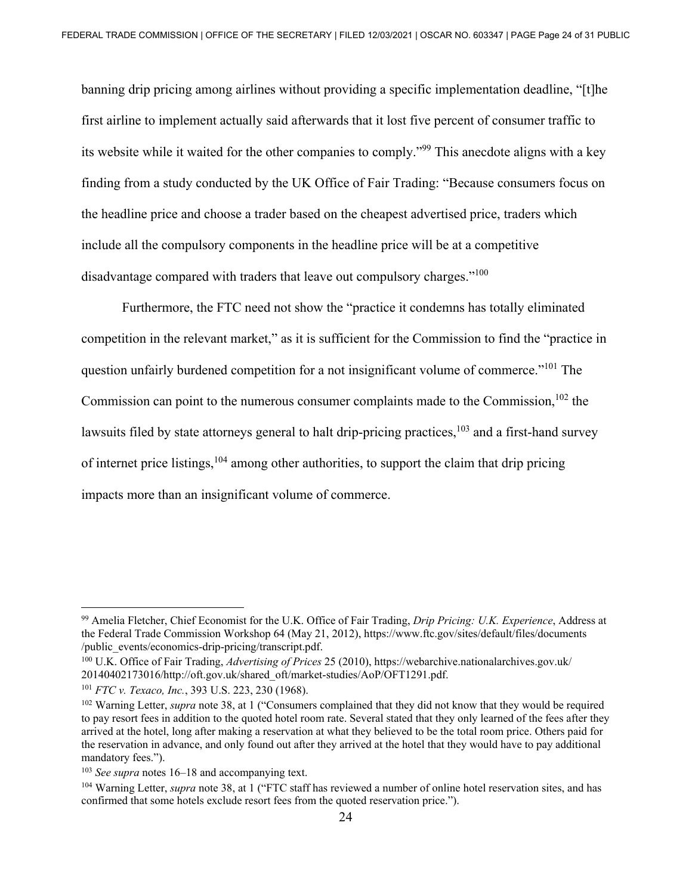banning drip pricing among airlines without providing a specific implementation deadline, "[t]he first airline to implement actually said afterwards that it lost five percent of consumer traffic to its website while it waited for the other companies to comply."[99] This anecdote aligns with a key finding from a study conducted by the UK Office of Fair Trading: "Because consumers focus on the headline price and choose a trader based on the cheapest advertised price, traders which include all the compulsory components in the headline price will be at a competitive disadvantage compared with traders that leave out compulsory charges."[100]

Furthermore, the FTC need not show the "practice it condemns has totally eliminated competition in the relevant market," as it is sufficient for the Commission to find the "practice in question unfairly burdened competition for a not insignificant volume of commerce."[101] The Commission can point to the numerous consumer complaints made to the Commission,[102] the lawsuits filed by state attorneys general to halt drip-pricing practices,[103] and a first-hand survey of internet price listings,[104] among other authorities, to support the claim that drip pricing impacts more than an insignificant volume of commerce.

---

[99] Amelia Fletcher, Chief Economist for the U.K. Office of Fair Trading, *Drip Pricing: U.K. Experience*, Address at the Federal Trade Commission Workshop 64 (May 21, 2012), https://www.ftc.gov/sites/default/files/documents/public_events/economics-drip-pricing/transcript.pdf.

[100] U.K. Office of Fair Trading, *Advertising of Prices* 25 (2010), https://webarchive.nationalarchives.gov.uk/20140402173016/http://oft.gov.uk/shared_oft/market-studies/AoP/OFT1291.pdf.

[101] *FTC v. Texaco, Inc.*, 393 U.S. 223, 230 (1968).

[102] Warning Letter, *supra* note 38, at 1 ("Consumers complained that they did not know that they would be required to pay resort fees in addition to the quoted hotel room rate. Several stated that they only learned of the fees after they arrived at the hotel, long after making a reservation at what they believed to be the total room price. Others paid for the reservation in advance, and only found out after they arrived at the hotel that they would have to pay additional mandatory fees.").

[103] *See supra* notes 16–18 and accompanying text.

[104] Warning Letter, *supra* note 38, at 1 ("FTC staff has reviewed a number of online hotel reservation sites, and has confirmed that some hotels exclude resort fees from the quoted reservation price.").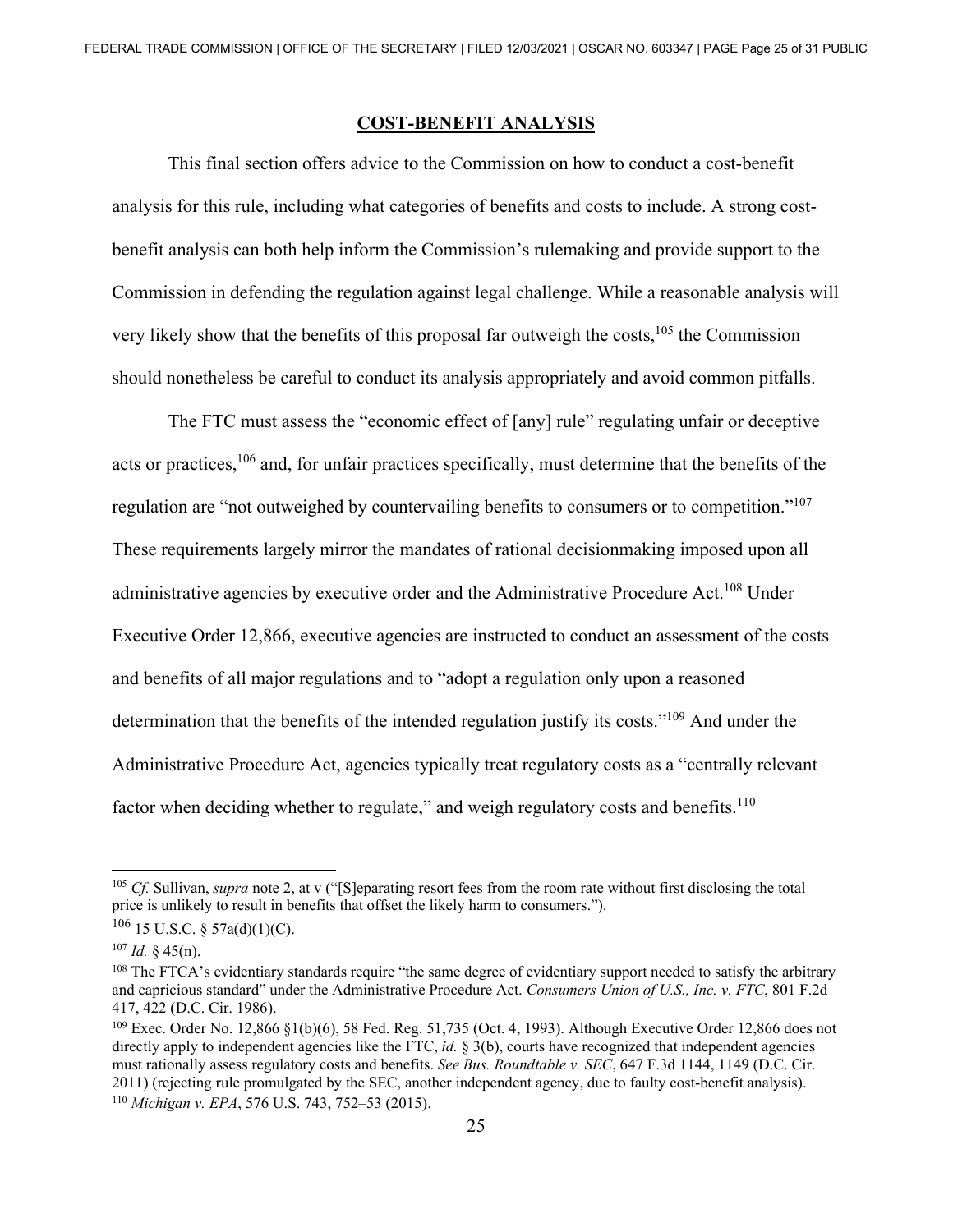## COST-BENEFIT ANALYSIS

This final section offers advice to the Commission on how to conduct a cost-benefit analysis for this rule, including what categories of benefits and costs to include. A strong cost-benefit analysis can both help inform the Commission's rulemaking and provide support to the Commission in defending the regulation against legal challenge. While a reasonable analysis will very likely show that the benefits of this proposal far outweigh the costs,[105] the Commission should nonetheless be careful to conduct its analysis appropriately and avoid common pitfalls.

The FTC must assess the "economic effect of [any] rule" regulating unfair or deceptive acts or practices,[106] and, for unfair practices specifically, must determine that the benefits of the regulation are "not outweighed by countervailing benefits to consumers or to competition."[107] These requirements largely mirror the mandates of rational decisionmaking imposed upon all administrative agencies by executive order and the Administrative Procedure Act.[108] Under Executive Order 12,866, executive agencies are instructed to conduct an assessment of the costs and benefits of all major regulations and to "adopt a regulation only upon a reasoned determination that the benefits of the intended regulation justify its costs."[109] And under the Administrative Procedure Act, agencies typically treat regulatory costs as a "centrally relevant factor when deciding whether to regulate," and weigh regulatory costs and benefits.[110]

---

[105] *Cf.* Sullivan, *supra* note 2, at v ("[S]eparating resort fees from the room rate without first disclosing the total price is unlikely to result in benefits that offset the likely harm to consumers.").

[106] 15 U.S.C. § 57a(d)(1)(C).

[107] *Id.* § 45(n).

[108] The FTCA's evidentiary standards require "the same degree of evidentiary support needed to satisfy the arbitrary and capricious standard" under the Administrative Procedure Act. *Consumers Union of U.S., Inc. v. FTC*, 801 F.2d 417, 422 (D.C. Cir. 1986).

[109] Exec. Order No. 12,866 §1(b)(6), 58 Fed. Reg. 51,735 (Oct. 4, 1993). Although Executive Order 12,866 does not directly apply to independent agencies like the FTC, *id.* § 3(b), courts have recognized that independent agencies must rationally assess regulatory costs and benefits. *See Bus. Roundtable v. SEC*, 647 F.3d 1144, 1149 (D.C. Cir. 2011) (rejecting rule promulgated by the SEC, another independent agency, due to faulty cost-benefit analysis).

[110] *Michigan v. EPA*, 576 U.S. 743, 752–53 (2015).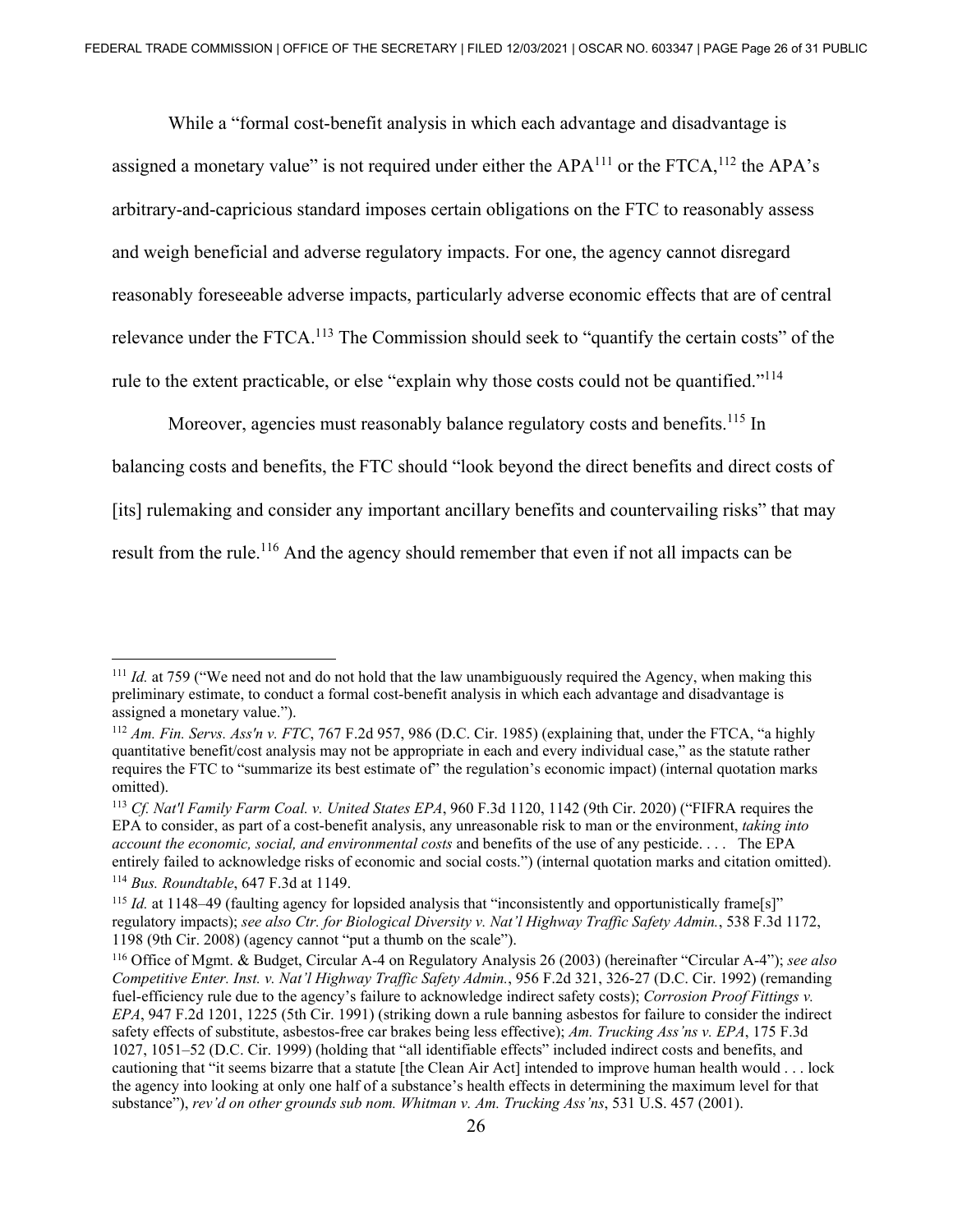While a "formal cost-benefit analysis in which each advantage and disadvantage is assigned a monetary value" is not required under either the APA[111] or the FTCA,[112] the APA's arbitrary-and-capricious standard imposes certain obligations on the FTC to reasonably assess and weigh beneficial and adverse regulatory impacts. For one, the agency cannot disregard reasonably foreseeable adverse impacts, particularly adverse economic effects that are of central relevance under the FTCA.[113] The Commission should seek to "quantify the certain costs" of the rule to the extent practicable, or else "explain why those costs could not be quantified."[114]

Moreover, agencies must reasonably balance regulatory costs and benefits.[115] In balancing costs and benefits, the FTC should "look beyond the direct benefits and direct costs of [its] rulemaking and consider any important ancillary benefits and countervailing risks" that may result from the rule.[116] And the agency should remember that even if not all impacts can be

---

[111] *Id.* at 759 ("We need not and do not hold that the law unambiguously required the Agency, when making this preliminary estimate, to conduct a formal cost-benefit analysis in which each advantage and disadvantage is assigned a monetary value.").

[112] *Am. Fin. Servs. Ass'n v. FTC*, 767 F.2d 957, 986 (D.C. Cir. 1985) (explaining that, under the FTCA, "a highly quantitative benefit/cost analysis may not be appropriate in each and every individual case," as the statute rather requires the FTC to "summarize its best estimate of" the regulation's economic impact) (internal quotation marks omitted).

[113] *Cf. Nat'l Family Farm Coal. v. United States EPA*, 960 F.3d 1120, 1142 (9th Cir. 2020) ("FIFRA requires the EPA to consider, as part of a cost-benefit analysis, any unreasonable risk to man or the environment, *taking into account the economic, social, and environmental costs* and benefits of the use of any pesticide. . . . The EPA entirely failed to acknowledge risks of economic and social costs.") (internal quotation marks and citation omitted).

[114] *Bus. Roundtable*, 647 F.3d at 1149.

[115] *Id.* at 1148–49 (faulting agency for lopsided analysis that "inconsistently and opportunistically frame[s]" regulatory impacts); *see also Ctr. for Biological Diversity v. Nat'l Highway Traffic Safety Admin.*, 538 F.3d 1172, 1198 (9th Cir. 2008) (agency cannot "put a thumb on the scale").

[116] Office of Mgmt. & Budget, Circular A-4 on Regulatory Analysis 26 (2003) (hereinafter "Circular A-4"); *see also Competitive Enter. Inst. v. Nat'l Highway Traffic Safety Admin.*, 956 F.2d 321, 326-27 (D.C. Cir. 1992) (remanding fuel-efficiency rule due to the agency's failure to acknowledge indirect safety costs); *Corrosion Proof Fittings v. EPA*, 947 F.2d 1201, 1225 (5th Cir. 1991) (striking down a rule banning asbestos for failure to consider the indirect safety effects of substitute, asbestos-free car brakes being less effective); *Am. Trucking Ass'ns v. EPA*, 175 F.3d 1027, 1051–52 (D.C. Cir. 1999) (holding that "all identifiable effects" included indirect costs and benefits, and cautioning that "it seems bizarre that a statute [the Clean Air Act] intended to improve human health would . . . lock the agency into looking at only one half of a substance's health effects in determining the maximum level for that substance"), *rev'd on other grounds sub nom. Whitman v. Am. Trucking Ass'ns*, 531 U.S. 457 (2001).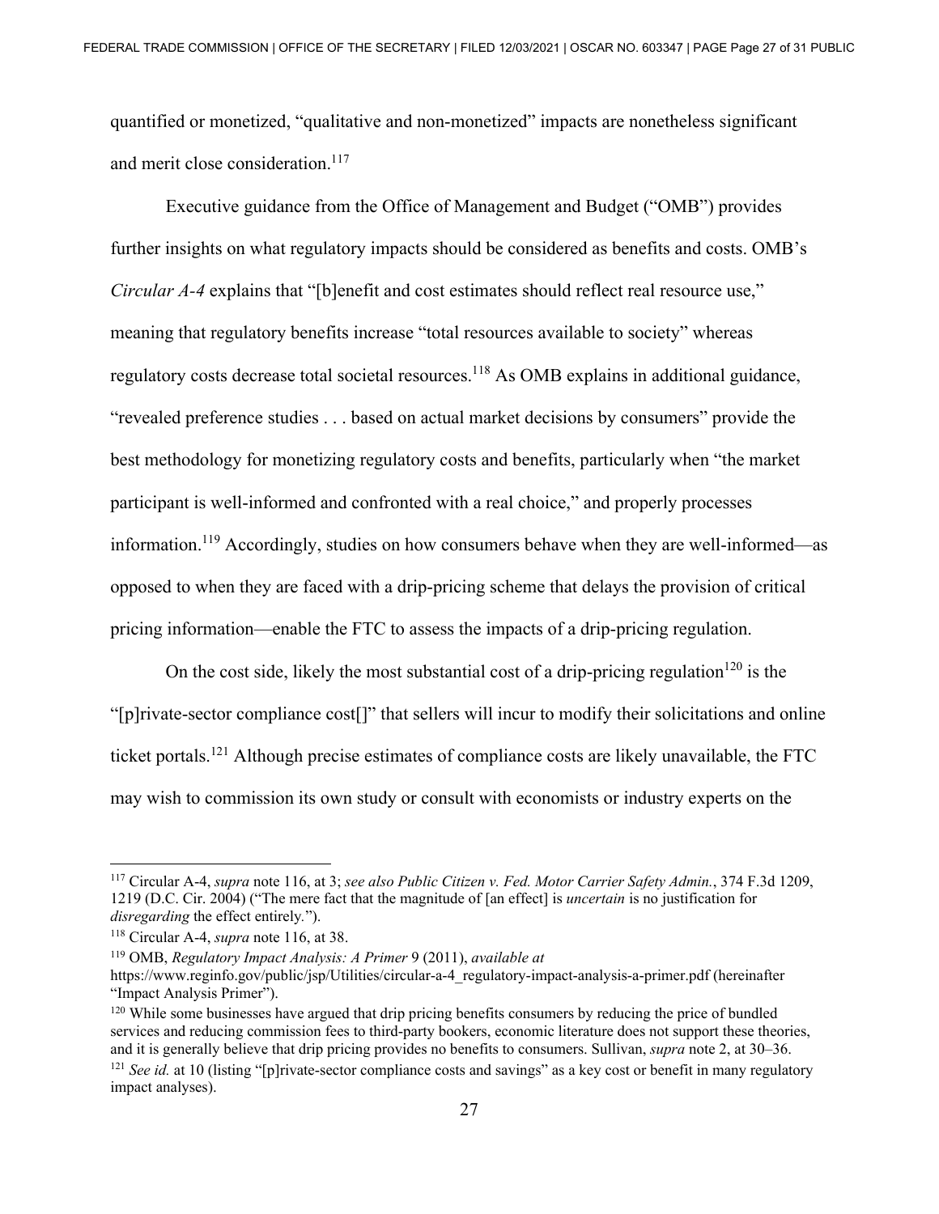quantified or monetized, "qualitative and non-monetized" impacts are nonetheless significant and merit close consideration.[117]

Executive guidance from the Office of Management and Budget ("OMB") provides further insights on what regulatory impacts should be considered as benefits and costs. OMB's *Circular A-4* explains that "[b]enefit and cost estimates should reflect real resource use," meaning that regulatory benefits increase "total resources available to society" whereas regulatory costs decrease total societal resources.[118] As OMB explains in additional guidance, "revealed preference studies . . . based on actual market decisions by consumers" provide the best methodology for monetizing regulatory costs and benefits, particularly when "the market participant is well-informed and confronted with a real choice," and properly processes information.[119] Accordingly, studies on how consumers behave when they are well-informed—as opposed to when they are faced with a drip-pricing scheme that delays the provision of critical pricing information—enable the FTC to assess the impacts of a drip-pricing regulation.

On the cost side, likely the most substantial cost of a drip-pricing regulation[120] is the "[p]rivate-sector compliance cost[]" that sellers will incur to modify their solicitations and online ticket portals.[121] Although precise estimates of compliance costs are likely unavailable, the FTC may wish to commission its own study or consult with economists or industry experts on the

---

[117] Circular A-4, *supra* note 116, at 3; *see also Public Citizen v. Fed. Motor Carrier Safety Admin.*, 374 F.3d 1209, 1219 (D.C. Cir. 2004) ("The mere fact that the magnitude of [an effect] is *uncertain* is no justification for *disregarding* the effect entirely.").

[118] Circular A-4, *supra* note 116, at 38.

[119] OMB, *Regulatory Impact Analysis: A Primer* 9 (2011), *available at* https://www.reginfo.gov/public/jsp/Utilities/circular-a-4_regulatory-impact-analysis-a-primer.pdf (hereinafter "Impact Analysis Primer").

[120] While some businesses have argued that drip pricing benefits consumers by reducing the price of bundled services and reducing commission fees to third-party bookers, economic literature does not support these theories, and it is generally believe that drip pricing provides no benefits to consumers. Sullivan, *supra* note 2, at 30–36.

[121] *See id.* at 10 (listing "[p]rivate-sector compliance costs and savings" as a key cost or benefit in many regulatory impact analyses).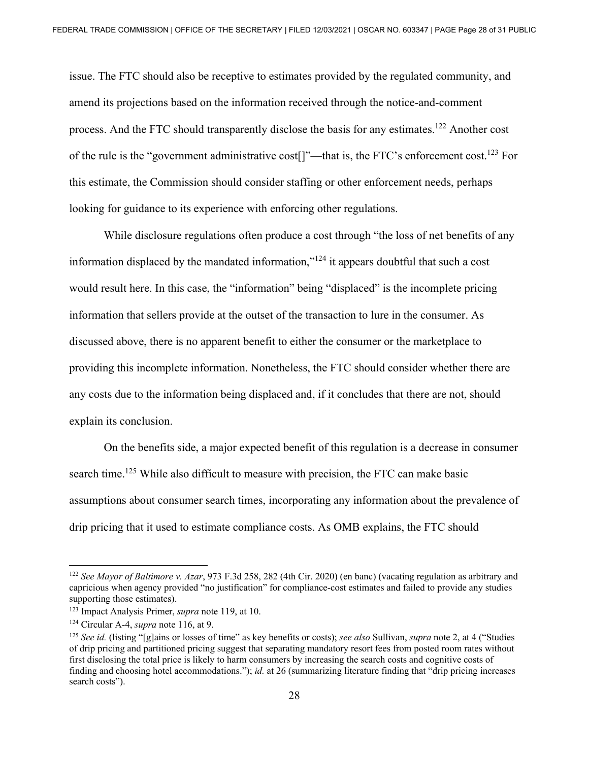issue. The FTC should also be receptive to estimates provided by the regulated community, and amend its projections based on the information received through the notice-and-comment process. And the FTC should transparently disclose the basis for any estimates.[122] Another cost of the rule is the "government administrative cost[]"—that is, the FTC's enforcement cost.[123] For this estimate, the Commission should consider staffing or other enforcement needs, perhaps looking for guidance to its experience with enforcing other regulations.

While disclosure regulations often produce a cost through "the loss of net benefits of any information displaced by the mandated information,"[124] it appears doubtful that such a cost would result here. In this case, the "information" being "displaced" is the incomplete pricing information that sellers provide at the outset of the transaction to lure in the consumer. As discussed above, there is no apparent benefit to either the consumer or the marketplace to providing this incomplete information. Nonetheless, the FTC should consider whether there are any costs due to the information being displaced and, if it concludes that there are not, should explain its conclusion.

On the benefits side, a major expected benefit of this regulation is a decrease in consumer search time.[125] While also difficult to measure with precision, the FTC can make basic assumptions about consumer search times, incorporating any information about the prevalence of drip pricing that it used to estimate compliance costs. As OMB explains, the FTC should

---

[122] *See Mayor of Baltimore v. Azar*, 973 F.3d 258, 282 (4th Cir. 2020) (en banc) (vacating regulation as arbitrary and capricious when agency provided "no justification" for compliance-cost estimates and failed to provide any studies supporting those estimates).

[123] Impact Analysis Primer, *supra* note 119, at 10.

[124] Circular A-4, *supra* note 116, at 9.

[125] *See id.* (listing "[g]ains or losses of time" as key benefits or costs); *see also* Sullivan, *supra* note 2, at 4 ("Studies of drip pricing and partitioned pricing suggest that separating mandatory resort fees from posted room rates without first disclosing the total price is likely to harm consumers by increasing the search costs and cognitive costs of finding and choosing hotel accommodations."); *id.* at 26 (summarizing literature finding that "drip pricing increases search costs").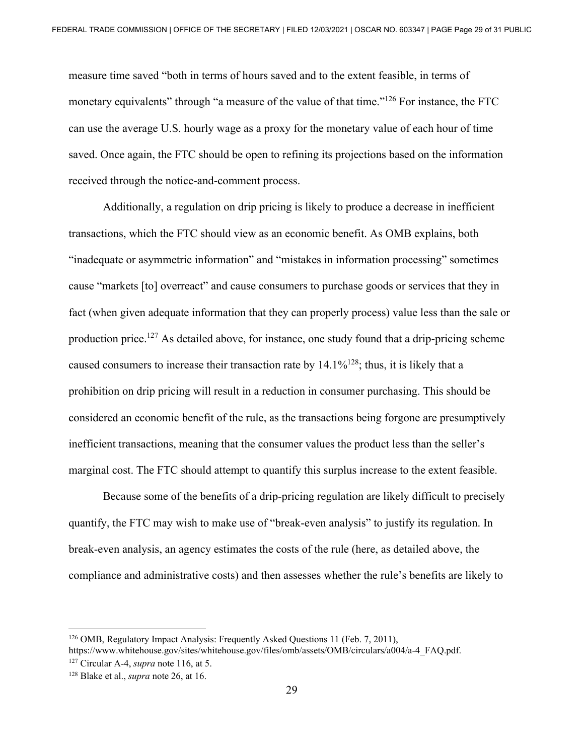measure time saved "both in terms of hours saved and to the extent feasible, in terms of monetary equivalents" through "a measure of the value of that time."[126] For instance, the FTC can use the average U.S. hourly wage as a proxy for the monetary value of each hour of time saved. Once again, the FTC should be open to refining its projections based on the information received through the notice-and-comment process.

Additionally, a regulation on drip pricing is likely to produce a decrease in inefficient transactions, which the FTC should view as an economic benefit. As OMB explains, both "inadequate or asymmetric information" and "mistakes in information processing" sometimes cause "markets [to] overreact" and cause consumers to purchase goods or services that they in fact (when given adequate information that they can properly process) value less than the sale or production price.[127] As detailed above, for instance, one study found that a drip-pricing scheme caused consumers to increase their transaction rate by 14.1%[128]; thus, it is likely that a prohibition on drip pricing will result in a reduction in consumer purchasing. This should be considered an economic benefit of the rule, as the transactions being forgone are presumptively inefficient transactions, meaning that the consumer values the product less than the seller's marginal cost. The FTC should attempt to quantify this surplus increase to the extent feasible.

Because some of the benefits of a drip-pricing regulation are likely difficult to precisely quantify, the FTC may wish to make use of "break-even analysis" to justify its regulation. In break-even analysis, an agency estimates the costs of the rule (here, as detailed above, the compliance and administrative costs) and then assesses whether the rule's benefits are likely to

---

[126] OMB, Regulatory Impact Analysis: Frequently Asked Questions 11 (Feb. 7, 2011), https://www.whitehouse.gov/sites/whitehouse.gov/files/omb/assets/OMB/circulars/a004/a-4_FAQ.pdf.

[127] Circular A-4, *supra* note 116, at 5.

[128] Blake et al., *supra* note 26, at 16.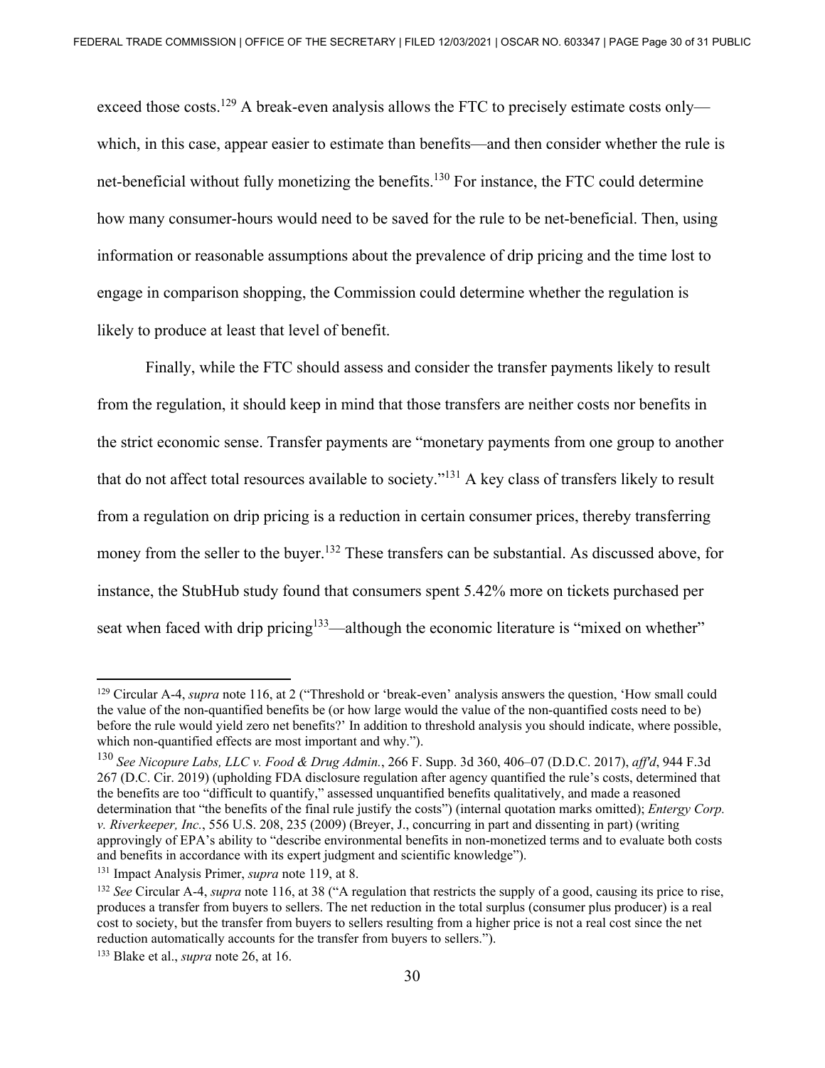exceed those costs.[129] A break-even analysis allows the FTC to precisely estimate costs only—which, in this case, appear easier to estimate than benefits—and then consider whether the rule is net-beneficial without fully monetizing the benefits.[130] For instance, the FTC could determine how many consumer-hours would need to be saved for the rule to be net-beneficial. Then, using information or reasonable assumptions about the prevalence of drip pricing and the time lost to engage in comparison shopping, the Commission could determine whether the regulation is likely to produce at least that level of benefit.

Finally, while the FTC should assess and consider the transfer payments likely to result from the regulation, it should keep in mind that those transfers are neither costs nor benefits in the strict economic sense. Transfer payments are "monetary payments from one group to another that do not affect total resources available to society."[131] A key class of transfers likely to result from a regulation on drip pricing is a reduction in certain consumer prices, thereby transferring money from the seller to the buyer.[132] These transfers can be substantial. As discussed above, for instance, the StubHub study found that consumers spent 5.42% more on tickets purchased per seat when faced with drip pricing[133]—although the economic literature is "mixed on whether"

---

[129] Circular A-4, *supra* note 116, at 2 ("Threshold or 'break-even' analysis answers the question, 'How small could the value of the non-quantified benefits be (or how large would the value of the non-quantified costs need to be) before the rule would yield zero net benefits?' In addition to threshold analysis you should indicate, where possible, which non-quantified effects are most important and why.").

[130] *See Nicopure Labs, LLC v. Food & Drug Admin.*, 266 F. Supp. 3d 360, 406–07 (D.D.C. 2017), *aff'd*, 944 F.3d 267 (D.C. Cir. 2019) (upholding FDA disclosure regulation after agency quantified the rule's costs, determined that the benefits are too "difficult to quantify," assessed unquantified benefits qualitatively, and made a reasoned determination that "the benefits of the final rule justify the costs") (internal quotation marks omitted); *Entergy Corp. v. Riverkeeper, Inc.*, 556 U.S. 208, 235 (2009) (Breyer, J., concurring in part and dissenting in part) (writing approvingly of EPA's ability to "describe environmental benefits in non-monetized terms and to evaluate both costs and benefits in accordance with its expert judgment and scientific knowledge").

[131] Impact Analysis Primer, *supra* note 119, at 8.

[132] *See* Circular A-4, *supra* note 116, at 38 ("A regulation that restricts the supply of a good, causing its price to rise, produces a transfer from buyers to sellers. The net reduction in the total surplus (consumer plus producer) is a real cost to society, but the transfer from buyers to sellers resulting from a higher price is not a real cost since the net reduction automatically accounts for the transfer from buyers to sellers.").

[133] Blake et al., *supra* note 26, at 16.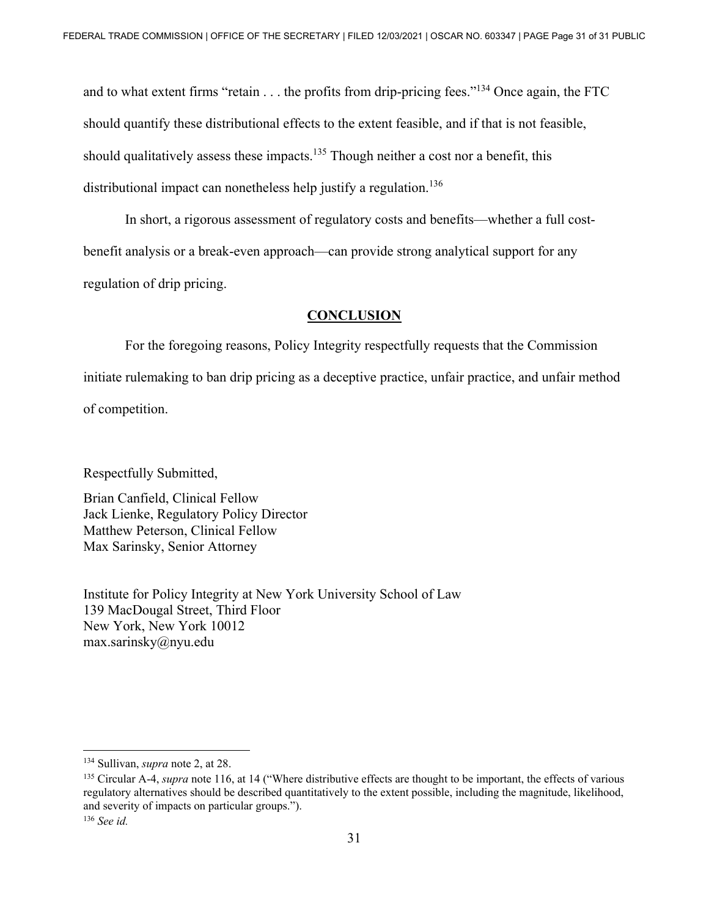and to what extent firms "retain . . . the profits from drip-pricing fees."[134] Once again, the FTC should quantify these distributional effects to the extent feasible, and if that is not feasible, should qualitatively assess these impacts.[135] Though neither a cost nor a benefit, this distributional impact can nonetheless help justify a regulation.[136]

In short, a rigorous assessment of regulatory costs and benefits—whether a full cost-benefit analysis or a break-even approach—can provide strong analytical support for any regulation of drip pricing.

## CONCLUSION

For the foregoing reasons, Policy Integrity respectfully requests that the Commission initiate rulemaking to ban drip pricing as a deceptive practice, unfair practice, and unfair method of competition.

Respectfully Submitted,

Brian Canfield, Clinical Fellow
Jack Lienke, Regulatory Policy Director
Matthew Peterson, Clinical Fellow
Max Sarinsky, Senior Attorney

Institute for Policy Integrity at New York University School of Law
139 MacDougal Street, Third Floor
New York, New York 10012
max.sarinsky@nyu.edu

---

[134] Sullivan, *supra* note 2, at 28.

[135] Circular A-4, *supra* note 116, at 14 ("Where distributive effects are thought to be important, the effects of various regulatory alternatives should be described quantitatively to the extent possible, including the magnitude, likelihood, and severity of impacts on particular groups.").

[136] *See id.*